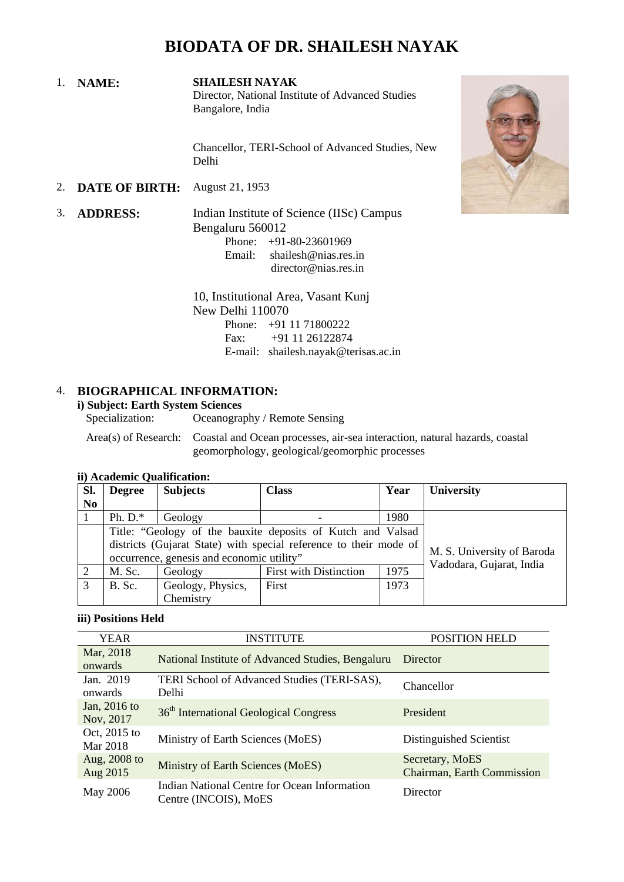# BIODATA OF DR. SHAILESH NAYAK

1. **NAME:** **SHAILESH NAYAK**
   Director, National Institute of Advanced Studies
   Bangalore, India

   Chancellor, TERI-School of Advanced Studies, New Delhi

2. **DATE OF BIRTH:** August 21, 1953

3. **ADDRESS:** Indian Institute of Science (IISc) Campus
   Bengaluru 560012
   Phone: +91-80-23601969
   Email: shailesh@nias.res.in
   director@nias.res.in

   10, Institutional Area, Vasant Kunj
   New Delhi 110070
   Phone: +91 11 71800222
   Fax: +91 11 26122874
   E-mail: shailesh.nayak@terisas.ac.in

4. **BIOGRAPHICAL INFORMATION:**

**i) Subject: Earth System Sciences**

Specialization: Oceanography / Remote Sensing

Area(s) of Research: Coastal and Ocean processes, air-sea interaction, natural hazards, coastal geomorphology, geological/geomorphic processes

**ii) Academic Qualification:**

| Sl. No | Degree | Subjects | Class | Year | University |
|---|---|---|---|---|---|
| 1 | Ph. D.* | Geology | - | 1980 | M. S. University of Baroda Vadodara, Gujarat, India |
| | Title: "Geology of the bauxite deposits of Kutch and Valsad districts (Gujarat State) with special reference to their mode of occurrence, genesis and economic utility" | | | | |
| 2 | M. Sc. | Geology | First with Distinction | 1975 | |
| 3 | B. Sc. | Geology, Physics, Chemistry | First | 1973 | |

**iii) Positions Held**

| YEAR | INSTITUTE | POSITION HELD |
|---|---|---|
| Mar, 2018 onwards | National Institute of Advanced Studies, Bengaluru | Director |
| Jan. 2019 onwards | TERI School of Advanced Studies (TERI-SAS), Delhi | Chancellor |
| Jan, 2016 to Nov, 2017 | 36th International Geological Congress | President |
| Oct, 2015 to Mar 2018 | Ministry of Earth Sciences (MoES) | Distinguished Scientist |
| Aug, 2008 to Aug 2015 | Ministry of Earth Sciences (MoES) | Secretary, MoES<br>Chairman, Earth Commission |
| May 2006 | Indian National Centre for Ocean Information Centre (INCOIS), MoES | Director |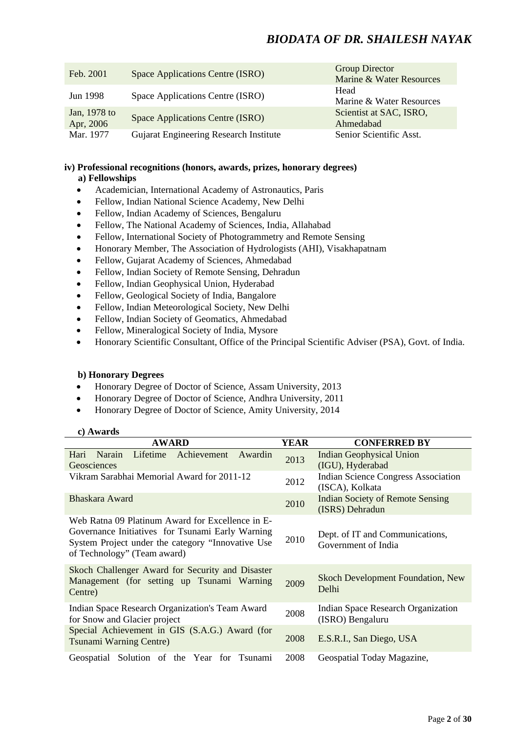| | | |
|---|---|---|
| Feb. 2001 | Space Applications Centre (ISRO) | Group Director<br>Marine & Water Resources |
| Jun 1998 | Space Applications Centre (ISRO) | Head<br>Marine & Water Resources |
| Jan, 1978 to Apr, 2006 | Space Applications Centre (ISRO) | Scientist at SAC, ISRO, Ahmedabad |
| Mar. 1977 | Gujarat Engineering Research Institute | Senior Scientific Asst. |

**iv) Professional recognitions (honors, awards, prizes, honorary degrees)**

**a) Fellowships**

- Academician, International Academy of Astronautics, Paris
- Fellow, Indian National Science Academy, New Delhi
- Fellow, Indian Academy of Sciences, Bengaluru
- Fellow, The National Academy of Sciences, India, Allahabad
- Fellow, International Society of Photogrammetry and Remote Sensing
- Honorary Member, The Association of Hydrologists (AHI), Visakhapatnam
- Fellow, Gujarat Academy of Sciences, Ahmedabad
- Fellow, Indian Society of Remote Sensing, Dehradun
- Fellow, Indian Geophysical Union, Hyderabad
- Fellow, Geological Society of India, Bangalore
- Fellow, Indian Meteorological Society, New Delhi
- Fellow, Indian Society of Geomatics, Ahmedabad
- Fellow, Mineralogical Society of India, Mysore
- Honorary Scientific Consultant, Office of the Principal Scientific Adviser (PSA), Govt. of India.

**b) Honorary Degrees**

- Honorary Degree of Doctor of Science, Assam University, 2013
- Honorary Degree of Doctor of Science, Andhra University, 2011
- Honorary Degree of Doctor of Science, Amity University, 2014

**c) Awards**

| AWARD | YEAR | CONFERRED BY |
|---|---|---|
| Hari Narain Lifetime Achievement Awardin Geosciences | 2013 | Indian Geophysical Union (IGU), Hyderabad |
| Vikram Sarabhai Memorial Award for 2011-12 | 2012 | Indian Science Congress Association (ISCA), Kolkata |
| Bhaskara Award | 2010 | Indian Society of Remote Sensing (ISRS) Dehradun |
| Web Ratna 09 Platinum Award for Excellence in E-Governance Initiatives for Tsunami Early Warning System Project under the category "Innovative Use of Technology" (Team award) | 2010 | Dept. of IT and Communications, Government of India |
| Skoch Challenger Award for Security and Disaster Management (for setting up Tsunami Warning Centre) | 2009 | Skoch Development Foundation, New Delhi |
| Indian Space Research Organization's Team Award for Snow and Glacier project | 2008 | Indian Space Research Organization (ISRO) Bengaluru |
| Special Achievement in GIS (S.A.G.) Award (for Tsunami Warning Centre) | 2008 | E.S.R.I., San Diego, USA |
| Geospatial Solution of the Year for Tsunami | 2008 | Geospatial Today Magazine, |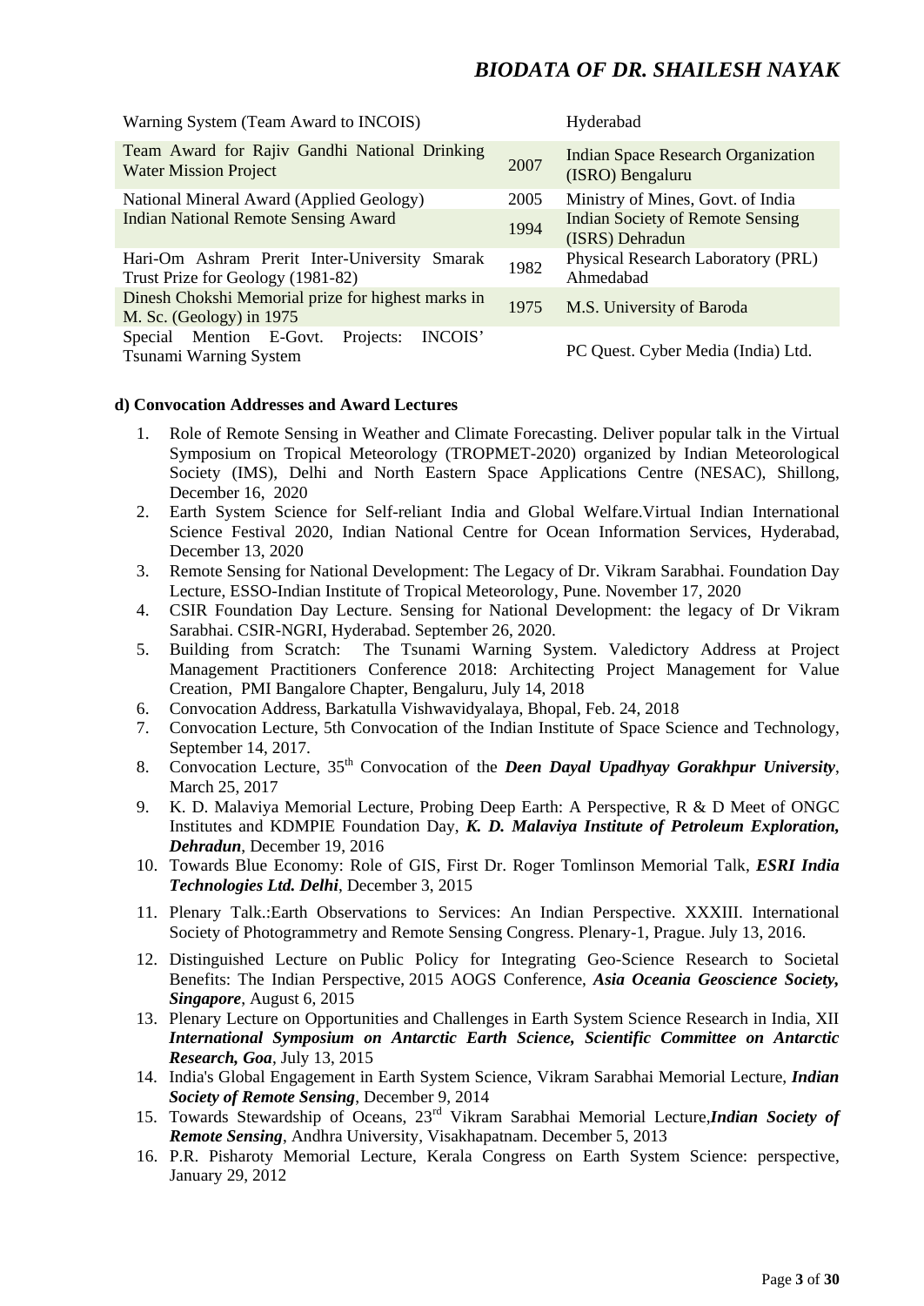| | | |
|---|---|---|
| Warning System (Team Award to INCOIS) | | Hyderabad |
| Team Award for Rajiv Gandhi National Drinking Water Mission Project | 2007 | Indian Space Research Organization (ISRO) Bengaluru |
| National Mineral Award (Applied Geology) | 2005 | Ministry of Mines, Govt. of India |
| Indian National Remote Sensing Award | 1994 | Indian Society of Remote Sensing (ISRS) Dehradun |
| Hari-Om Ashram Prerit Inter-University Smarak Trust Prize for Geology (1981-82) | 1982 | Physical Research Laboratory (PRL) Ahmedabad |
| Dinesh Chokshi Memorial prize for highest marks in M. Sc. (Geology) in 1975 | 1975 | M.S. University of Baroda |
| Special Mention E-Govt. Projects: INCOIS' Tsunami Warning System | | PC Quest. Cyber Media (India) Ltd. |

**d) Convocation Addresses and Award Lectures**

1. Role of Remote Sensing in Weather and Climate Forecasting. Deliver popular talk in the Virtual Symposium on Tropical Meteorology (TROPMET-2020) organized by Indian Meteorological Society (IMS), Delhi and North Eastern Space Applications Centre (NESAC), Shillong, December 16, 2020
2. Earth System Science for Self-reliant India and Global Welfare.Virtual Indian International Science Festival 2020, Indian National Centre for Ocean Information Services, Hyderabad, December 13, 2020
3. Remote Sensing for National Development: The Legacy of Dr. Vikram Sarabhai. Foundation Day Lecture, ESSO-Indian Institute of Tropical Meteorology, Pune. November 17, 2020
4. CSIR Foundation Day Lecture. Sensing for National Development: the legacy of Dr Vikram Sarabhai. CSIR-NGRI, Hyderabad. September 26, 2020.
5. Building from Scratch: The Tsunami Warning System. Valedictory Address at Project Management Practitioners Conference 2018: Architecting Project Management for Value Creation, PMI Bangalore Chapter, Bengaluru, July 14, 2018
6. Convocation Address, Barkatulla Vishwavidyalaya, Bhopal, Feb. 24, 2018
7. Convocation Lecture, 5th Convocation of the Indian Institute of Space Science and Technology, September 14, 2017.
8. Convocation Lecture, 35th Convocation of the ***Deen Dayal Upadhyay Gorakhpur University***, March 25, 2017
9. K. D. Malaviya Memorial Lecture, Probing Deep Earth: A Perspective, R & D Meet of ONGC Institutes and KDMPIE Foundation Day, ***K. D. Malaviya Institute of Petroleum Exploration, Dehradun***, December 19, 2016
10. Towards Blue Economy: Role of GIS, First Dr. Roger Tomlinson Memorial Talk, ***ESRI India Technologies Ltd. Delhi***, December 3, 2015
11. Plenary Talk.:Earth Observations to Services: An Indian Perspective. XXXIII. International Society of Photogrammetry and Remote Sensing Congress. Plenary-1, Prague. July 13, 2016.
12. Distinguished Lecture on Public Policy for Integrating Geo-Science Research to Societal Benefits: The Indian Perspective, 2015 AOGS Conference, ***Asia Oceania Geoscience Society, Singapore***, August 6, 2015
13. Plenary Lecture on Opportunities and Challenges in Earth System Science Research in India, XII ***International Symposium on Antarctic Earth Science, Scientific Committee on Antarctic Research, Goa***, July 13, 2015
14. India's Global Engagement in Earth System Science, Vikram Sarabhai Memorial Lecture, ***Indian Society of Remote Sensing***, December 9, 2014
15. Towards Stewardship of Oceans, 23rd Vikram Sarabhai Memorial Lecture,***Indian Society of Remote Sensing***, Andhra University, Visakhapatnam. December 5, 2013
16. P.R. Pisharoty Memorial Lecture, Kerala Congress on Earth System Science: perspective, January 29, 2012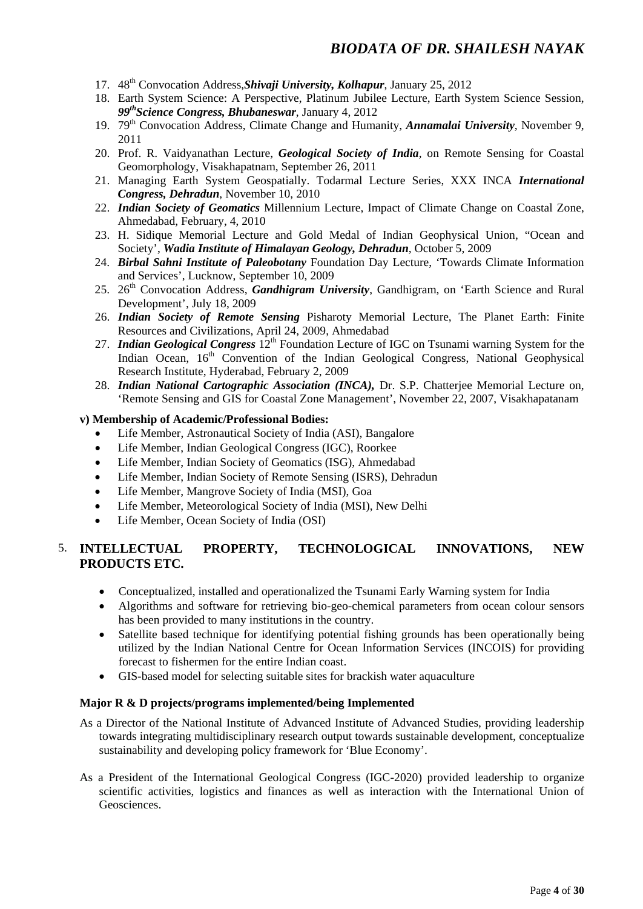17. 48th Convocation Address,***Shivaji University, Kolhapur***, January 25, 2012
18. Earth System Science: A Perspective, Platinum Jubilee Lecture, Earth System Science Session, ***99th Science Congress, Bhubaneswar***, January 4, 2012
19. 79th Convocation Address, Climate Change and Humanity, ***Annamalai University***, November 9, 2011
20. Prof. R. Vaidyanathan Lecture, ***Geological Society of India***, on Remote Sensing for Coastal Geomorphology, Visakhapatnam, September 26, 2011
21. Managing Earth System Geospatially. Todarmal Lecture Series, XXX INCA ***International Congress, Dehradun***, November 10, 2010
22. ***Indian Society of Geomatics*** Millennium Lecture, Impact of Climate Change on Coastal Zone, Ahmedabad, February, 4, 2010
23. H. Sidique Memorial Lecture and Gold Medal of Indian Geophysical Union, "Ocean and Society', ***Wadia Institute of Himalayan Geology, Dehradun***, October 5, 2009
24. ***Birbal Sahni Institute of Paleobotany*** Foundation Day Lecture, 'Towards Climate Information and Services', Lucknow, September 10, 2009
25. 26th Convocation Address, ***Gandhigram University***, Gandhigram, on 'Earth Science and Rural Development', July 18, 2009
26. ***Indian Society of Remote Sensing*** Pisharoty Memorial Lecture, The Planet Earth: Finite Resources and Civilizations, April 24, 2009, Ahmedabad
27. ***Indian Geological Congress*** 12th Foundation Lecture of IGC on Tsunami warning System for the Indian Ocean, 16th Convention of the Indian Geological Congress, National Geophysical Research Institute, Hyderabad, February 2, 2009
28. ***Indian National Cartographic Association (INCA),*** Dr. S.P. Chatterjee Memorial Lecture on, 'Remote Sensing and GIS for Coastal Zone Management', November 22, 2007, Visakhapatanam

**v) Membership of Academic/Professional Bodies:**

- Life Member, Astronautical Society of India (ASI), Bangalore
- Life Member, Indian Geological Congress (IGC), Roorkee
- Life Member, Indian Society of Geomatics (ISG), Ahmedabad
- Life Member, Indian Society of Remote Sensing (ISRS), Dehradun
- Life Member, Mangrove Society of India (MSI), Goa
- Life Member, Meteorological Society of India (MSI), New Delhi
- Life Member, Ocean Society of India (OSI)

## 5. INTELLECTUAL PROPERTY, TECHNOLOGICAL INNOVATIONS, NEW PRODUCTS ETC.

- Conceptualized, installed and operationalized the Tsunami Early Warning system for India
- Algorithms and software for retrieving bio-geo-chemical parameters from ocean colour sensors has been provided to many institutions in the country.
- Satellite based technique for identifying potential fishing grounds has been operationally being utilized by the Indian National Centre for Ocean Information Services (INCOIS) for providing forecast to fishermen for the entire Indian coast.
- GIS-based model for selecting suitable sites for brackish water aquaculture

**Major R & D projects/programs implemented/being Implemented**

As a Director of the National Institute of Advanced Institute of Advanced Studies, providing leadership towards integrating multidisciplinary research output towards sustainable development, conceptualize sustainability and developing policy framework for 'Blue Economy'.

As a President of the International Geological Congress (IGC-2020) provided leadership to organize scientific activities, logistics and finances as well as interaction with the International Union of Geosciences.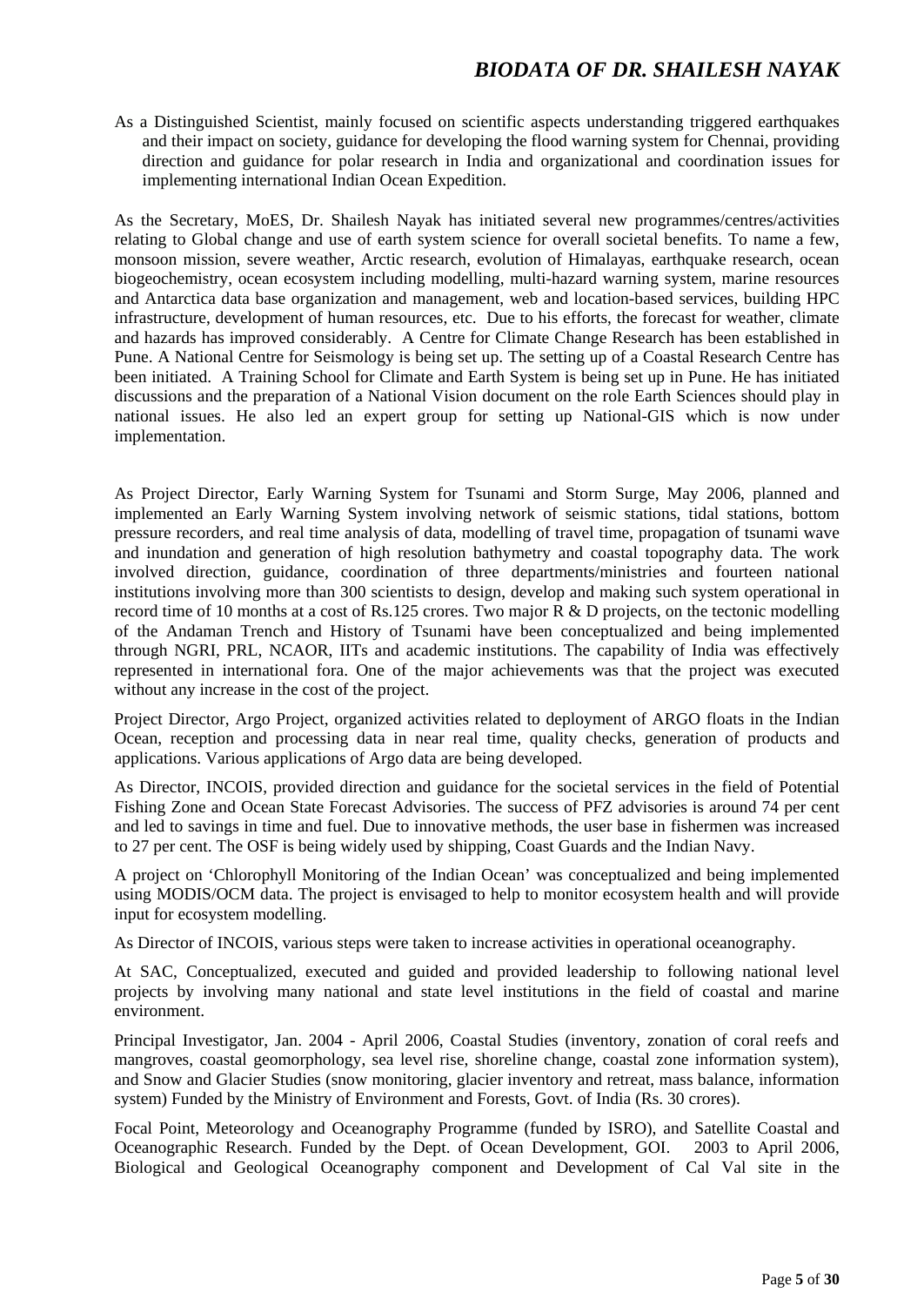As a Distinguished Scientist, mainly focused on scientific aspects understanding triggered earthquakes and their impact on society, guidance for developing the flood warning system for Chennai, providing direction and guidance for polar research in India and organizational and coordination issues for implementing international Indian Ocean Expedition.

As the Secretary, MoES, Dr. Shailesh Nayak has initiated several new programmes/centres/activities relating to Global change and use of earth system science for overall societal benefits. To name a few, monsoon mission, severe weather, Arctic research, evolution of Himalayas, earthquake research, ocean biogeochemistry, ocean ecosystem including modelling, multi-hazard warning system, marine resources and Antarctica data base organization and management, web and location-based services, building HPC infrastructure, development of human resources, etc. Due to his efforts, the forecast for weather, climate and hazards has improved considerably. A Centre for Climate Change Research has been established in Pune. A National Centre for Seismology is being set up. The setting up of a Coastal Research Centre has been initiated. A Training School for Climate and Earth System is being set up in Pune. He has initiated discussions and the preparation of a National Vision document on the role Earth Sciences should play in national issues. He also led an expert group for setting up National-GIS which is now under implementation.

As Project Director, Early Warning System for Tsunami and Storm Surge, May 2006, planned and implemented an Early Warning System involving network of seismic stations, tidal stations, bottom pressure recorders, and real time analysis of data, modelling of travel time, propagation of tsunami wave and inundation and generation of high resolution bathymetry and coastal topography data. The work involved direction, guidance, coordination of three departments/ministries and fourteen national institutions involving more than 300 scientists to design, develop and making such system operational in record time of 10 months at a cost of Rs.125 crores. Two major R & D projects, on the tectonic modelling of the Andaman Trench and History of Tsunami have been conceptualized and being implemented through NGRI, PRL, NCAOR, IITs and academic institutions. The capability of India was effectively represented in international fora. One of the major achievements was that the project was executed without any increase in the cost of the project.

Project Director, Argo Project, organized activities related to deployment of ARGO floats in the Indian Ocean, reception and processing data in near real time, quality checks, generation of products and applications. Various applications of Argo data are being developed.

As Director, INCOIS, provided direction and guidance for the societal services in the field of Potential Fishing Zone and Ocean State Forecast Advisories. The success of PFZ advisories is around 74 per cent and led to savings in time and fuel. Due to innovative methods, the user base in fishermen was increased to 27 per cent. The OSF is being widely used by shipping, Coast Guards and the Indian Navy.

A project on 'Chlorophyll Monitoring of the Indian Ocean' was conceptualized and being implemented using MODIS/OCM data. The project is envisaged to help to monitor ecosystem health and will provide input for ecosystem modelling.

As Director of INCOIS, various steps were taken to increase activities in operational oceanography.

At SAC, Conceptualized, executed and guided and provided leadership to following national level projects by involving many national and state level institutions in the field of coastal and marine environment.

Principal Investigator, Jan. 2004 - April 2006, Coastal Studies (inventory, zonation of coral reefs and mangroves, coastal geomorphology, sea level rise, shoreline change, coastal zone information system), and Snow and Glacier Studies (snow monitoring, glacier inventory and retreat, mass balance, information system) Funded by the Ministry of Environment and Forests, Govt. of India (Rs. 30 crores).

Focal Point, Meteorology and Oceanography Programme (funded by ISRO), and Satellite Coastal and Oceanographic Research. Funded by the Dept. of Ocean Development, GOI. 2003 to April 2006, Biological and Geological Oceanography component and Development of Cal Val site in the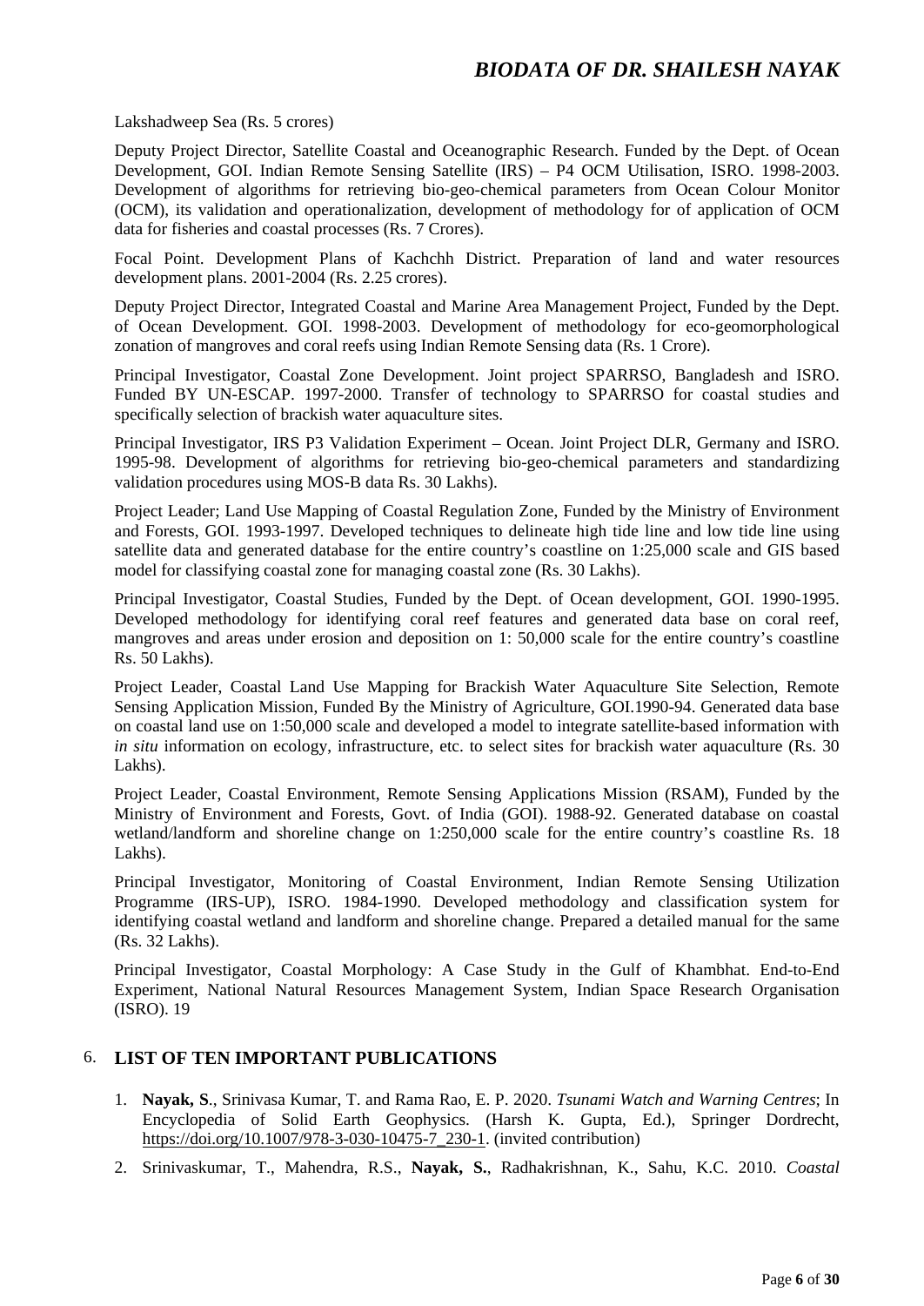Lakshadweep Sea (Rs. 5 crores)

Deputy Project Director, Satellite Coastal and Oceanographic Research. Funded by the Dept. of Ocean Development, GOI. Indian Remote Sensing Satellite (IRS) – P4 OCM Utilisation, ISRO. 1998-2003. Development of algorithms for retrieving bio-geo-chemical parameters from Ocean Colour Monitor (OCM), its validation and operationalization, development of methodology for of application of OCM data for fisheries and coastal processes (Rs. 7 Crores).

Focal Point. Development Plans of Kachchh District. Preparation of land and water resources development plans. 2001-2004 (Rs. 2.25 crores).

Deputy Project Director, Integrated Coastal and Marine Area Management Project, Funded by the Dept. of Ocean Development. GOI. 1998-2003. Development of methodology for eco-geomorphological zonation of mangroves and coral reefs using Indian Remote Sensing data (Rs. 1 Crore).

Principal Investigator, Coastal Zone Development. Joint project SPARRSO, Bangladesh and ISRO. Funded BY UN-ESCAP. 1997-2000. Transfer of technology to SPARRSO for coastal studies and specifically selection of brackish water aquaculture sites.

Principal Investigator, IRS P3 Validation Experiment – Ocean. Joint Project DLR, Germany and ISRO. 1995-98. Development of algorithms for retrieving bio-geo-chemical parameters and standardizing validation procedures using MOS-B data Rs. 30 Lakhs).

Project Leader; Land Use Mapping of Coastal Regulation Zone, Funded by the Ministry of Environment and Forests, GOI. 1993-1997. Developed techniques to delineate high tide line and low tide line using satellite data and generated database for the entire country's coastline on 1:25,000 scale and GIS based model for classifying coastal zone for managing coastal zone (Rs. 30 Lakhs).

Principal Investigator, Coastal Studies, Funded by the Dept. of Ocean development, GOI. 1990-1995. Developed methodology for identifying coral reef features and generated data base on coral reef, mangroves and areas under erosion and deposition on 1: 50,000 scale for the entire country's coastline Rs. 50 Lakhs).

Project Leader, Coastal Land Use Mapping for Brackish Water Aquaculture Site Selection, Remote Sensing Application Mission, Funded By the Ministry of Agriculture, GOI.1990-94. Generated data base on coastal land use on 1:50,000 scale and developed a model to integrate satellite-based information with *in situ* information on ecology, infrastructure, etc. to select sites for brackish water aquaculture (Rs. 30 Lakhs).

Project Leader, Coastal Environment, Remote Sensing Applications Mission (RSAM), Funded by the Ministry of Environment and Forests, Govt. of India (GOI). 1988-92. Generated database on coastal wetland/landform and shoreline change on 1:250,000 scale for the entire country's coastline Rs. 18 Lakhs).

Principal Investigator, Monitoring of Coastal Environment, Indian Remote Sensing Utilization Programme (IRS-UP), ISRO. 1984-1990. Developed methodology and classification system for identifying coastal wetland and landform and shoreline change. Prepared a detailed manual for the same (Rs. 32 Lakhs).

Principal Investigator, Coastal Morphology: A Case Study in the Gulf of Khambhat. End-to-End Experiment, National Natural Resources Management System, Indian Space Research Organisation (ISRO). 19

## 6. LIST OF TEN IMPORTANT PUBLICATIONS

1. **Nayak, S**., Srinivasa Kumar, T. and Rama Rao, E. P. 2020. *Tsunami Watch and Warning Centres*; In Encyclopedia of Solid Earth Geophysics. (Harsh K. Gupta, Ed.), Springer Dordrecht, https://doi.org/10.1007/978-3-030-10475-7_230-1. (invited contribution)
2. Srinivaskumar, T., Mahendra, R.S., **Nayak, S.**, Radhakrishnan, K., Sahu, K.C. 2010. *Coastal*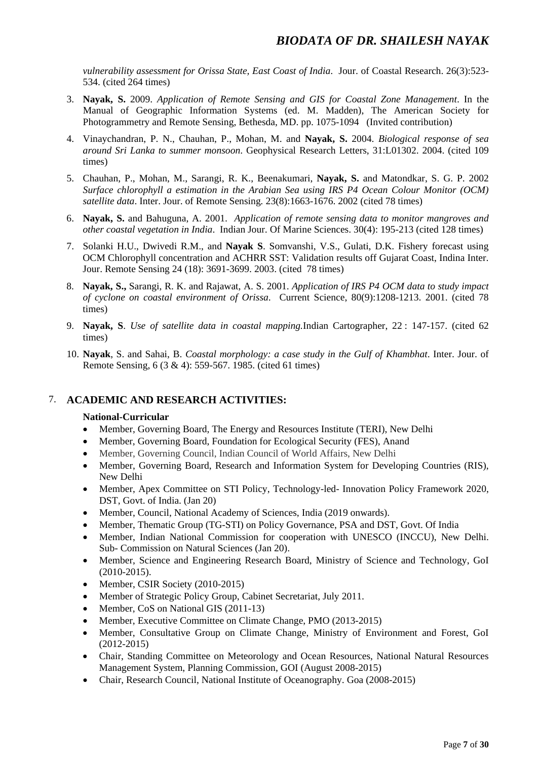*vulnerability assessment for Orissa State, East Coast of India*. Jour. of Coastal Research. 26(3):523-534. (cited 264 times)

3. **Nayak, S.** 2009. *Application of Remote Sensing and GIS for Coastal Zone Management*. In the Manual of Geographic Information Systems (ed. M. Madden), The American Society for Photogrammetry and Remote Sensing, Bethesda, MD. pp. 1075-1094 (Invited contribution)
4. Vinaychandran, P. N., Chauhan, P., Mohan, M. and **Nayak, S.** 2004. *Biological response of sea around Sri Lanka to summer monsoon*. Geophysical Research Letters, 31:L01302. 2004. (cited 109 times)
5. Chauhan, P., Mohan, M., Sarangi, R. K., Beenakumari, **Nayak, S.** and Matondkar, S. G. P. 2002 *Surface chlorophyll a estimation in the Arabian Sea using IRS P4 Ocean Colour Monitor (OCM) satellite data*. Inter. Jour. of Remote Sensing. 23(8):1663-1676. 2002 (cited 78 times)
6. **Nayak, S.** and Bahuguna, A. 2001. *Application of remote sensing data to monitor mangroves and other coastal vegetation in India*. Indian Jour. Of Marine Sciences. 30(4): 195-213 (cited 128 times)
7. Solanki H.U., Dwivedi R.M., and **Nayak S**. Somvanshi, V.S., Gulati, D.K. Fishery forecast using OCM Chlorophyll concentration and ACHRR SST: Validation results off Gujarat Coast, Indina Inter. Jour. Remote Sensing 24 (18): 3691-3699. 2003. (cited 78 times)
8. **Nayak, S.,** Sarangi, R. K. and Rajawat, A. S. 2001. *Application of IRS P4 OCM data to study impact of cyclone on coastal environment of Orissa*. Current Science, 80(9):1208-1213. 2001. (cited 78 times)
9. **Nayak, S**. *Use of satellite data in coastal mapping.*Indian Cartographer, 22 : 147-157. (cited 62 times)
10. **Nayak**, S. and Sahai, B. *Coastal morphology: a case study in the Gulf of Khambhat*. Inter. Jour. of Remote Sensing, 6 (3 & 4): 559-567. 1985. (cited 61 times)

## 7. ACADEMIC AND RESEARCH ACTIVITIES:

**National-Curricular**

- Member, Governing Board, The Energy and Resources Institute (TERI), New Delhi
- Member, Governing Board, Foundation for Ecological Security (FES), Anand
- Member, Governing Council, Indian Council of World Affairs, New Delhi
- Member, Governing Board, Research and Information System for Developing Countries (RIS), New Delhi
- Member, Apex Committee on STI Policy, Technology-led- Innovation Policy Framework 2020, DST, Govt. of India. (Jan 20)
- Member, Council, National Academy of Sciences, India (2019 onwards).
- Member, Thematic Group (TG-STI) on Policy Governance, PSA and DST, Govt. Of India
- Member, Indian National Commission for cooperation with UNESCO (INCCU), New Delhi. Sub- Commission on Natural Sciences (Jan 20).
- Member, Science and Engineering Research Board, Ministry of Science and Technology, GoI (2010-2015).
- Member, CSIR Society (2010-2015)
- Member of Strategic Policy Group, Cabinet Secretariat, July 2011.
- Member, CoS on National GIS (2011-13)
- Member, Executive Committee on Climate Change, PMO (2013-2015)
- Member, Consultative Group on Climate Change, Ministry of Environment and Forest, GoI (2012-2015)
- Chair, Standing Committee on Meteorology and Ocean Resources, National Natural Resources Management System, Planning Commission, GOI (August 2008-2015)
- Chair, Research Council, National Institute of Oceanography. Goa (2008-2015)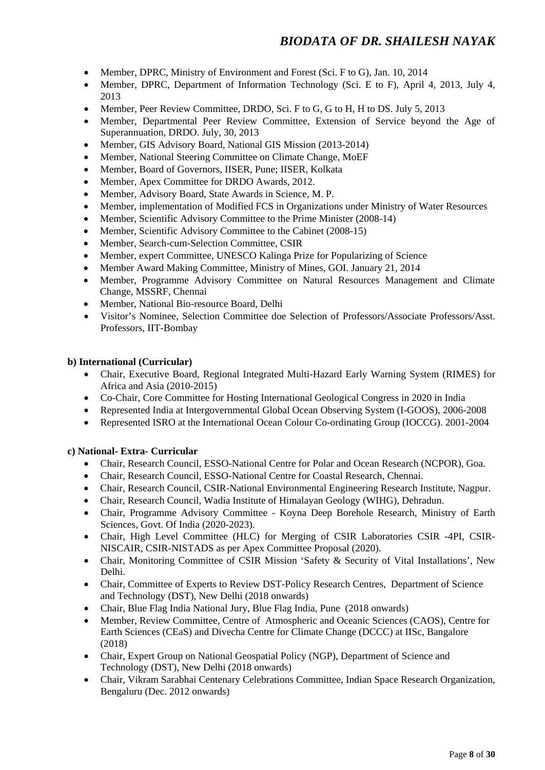- Member, DPRC, Ministry of Environment and Forest (Sci. F to G), Jan. 10, 2014
- Member, DPRC, Department of Information Technology (Sci. E to F), April 4, 2013, July 4, 2013
- Member, Peer Review Committee, DRDO, Sci. F to G, G to H, H to DS. July 5, 2013
- Member, Departmental Peer Review Committee, Extension of Service beyond the Age of Superannuation, DRDO. July, 30, 2013
- Member, GIS Advisory Board, National GIS Mission (2013-2014)
- Member, National Steering Committee on Climate Change, MoEF
- Member, Board of Governors, IISER, Pune; IISER, Kolkata
- Member, Apex Committee for DRDO Awards, 2012.
- Member, Advisory Board, State Awards in Science, M. P.
- Member, implementation of Modified FCS in Organizations under Ministry of Water Resources
- Member, Scientific Advisory Committee to the Prime Minister (2008-14)
- Member, Scientific Advisory Committee to the Cabinet (2008-15)
- Member, Search-cum-Selection Committee, CSIR
- Member, expert Committee, UNESCO Kalinga Prize for Popularizing of Science
- Member Award Making Committee, Ministry of Mines, GOI. January 21, 2014
- Member, Programme Advisory Committee on Natural Resources Management and Climate Change, MSSRF, Chennai
- Member, National Bio-resource Board, Delhi
- Visitor's Nominee, Selection Committee doe Selection of Professors/Associate Professors/Asst. Professors, IIT-Bombay

**b) International (Curricular)**

- Chair, Executive Board, Regional Integrated Multi-Hazard Early Warning System (RIMES) for Africa and Asia (2010-2015)
- Co-Chair, Core Committee for Hosting International Geological Congress in 2020 in India
- Represented India at Intergovernmental Global Ocean Observing System (I-GOOS), 2006-2008
- Represented ISRO at the International Ocean Colour Co-ordinating Group (IOCCG). 2001-2004

**c) National- Extra- Curricular**

- Chair, Research Council, ESSO-National Centre for Polar and Ocean Research (NCPOR), Goa.
- Chair, Research Council, ESSO-National Centre for Coastal Research, Chennai.
- Chair, Research Council, CSIR-National Environmental Engineering Research Institute, Nagpur.
- Chair, Research Council, Wadia Institute of Himalayan Geology (WIHG), Dehradun.
- Chair, Programme Advisory Committee - Koyna Deep Borehole Research, Ministry of Earth Sciences, Govt. Of India (2020-2023).
- Chair, High Level Committee (HLC) for Merging of CSIR Laboratories CSIR -4PI, CSIR-NISCAIR, CSIR-NISTADS as per Apex Committee Proposal (2020).
- Chair, Monitoring Committee of CSIR Mission 'Safety & Security of Vital Installations', New Delhi.
- Chair, Committee of Experts to Review DST-Policy Research Centres, Department of Science and Technology (DST), New Delhi (2018 onwards)
- Chair, Blue Flag India National Jury, Blue Flag India, Pune (2018 onwards)
- Member, Review Committee, Centre of Atmospheric and Oceanic Sciences (CAOS), Centre for Earth Sciences (CEaS) and Divecha Centre for Climate Change (DCCC) at IISc, Bangalore (2018)
- Chair, Expert Group on National Geospatial Policy (NGP), Department of Science and Technology (DST), New Delhi (2018 onwards)
- Chair, Vikram Sarabhai Centenary Celebrations Committee, Indian Space Research Organization, Bengaluru (Dec. 2012 onwards)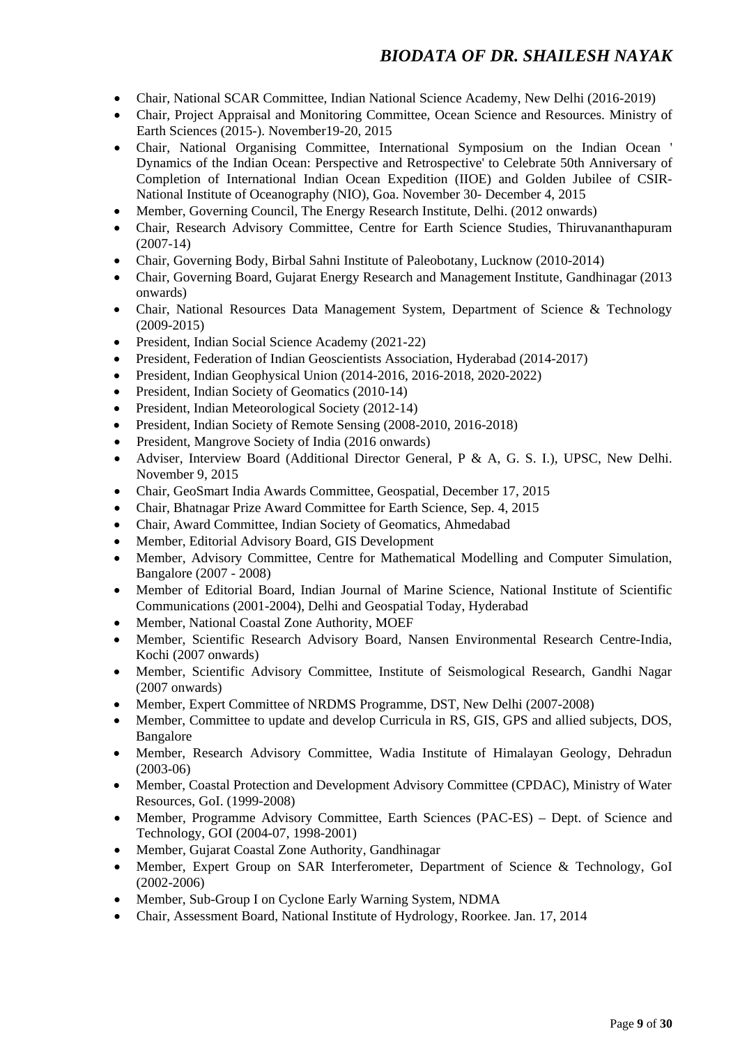- Chair, National SCAR Committee, Indian National Science Academy, New Delhi (2016-2019)
- Chair, Project Appraisal and Monitoring Committee, Ocean Science and Resources. Ministry of Earth Sciences (2015-). November19-20, 2015
- Chair, National Organising Committee, International Symposium on the Indian Ocean ' Dynamics of the Indian Ocean: Perspective and Retrospective' to Celebrate 50th Anniversary of Completion of International Indian Ocean Expedition (IIOE) and Golden Jubilee of CSIR-National Institute of Oceanography (NIO), Goa. November 30- December 4, 2015
- Member, Governing Council, The Energy Research Institute, Delhi. (2012 onwards)
- Chair, Research Advisory Committee, Centre for Earth Science Studies, Thiruvananthapuram (2007-14)
- Chair, Governing Body, Birbal Sahni Institute of Paleobotany, Lucknow (2010-2014)
- Chair, Governing Board, Gujarat Energy Research and Management Institute, Gandhinagar (2013 onwards)
- Chair, National Resources Data Management System, Department of Science & Technology (2009-2015)
- President, Indian Social Science Academy (2021-22)
- President, Federation of Indian Geoscientists Association, Hyderabad (2014-2017)
- President, Indian Geophysical Union (2014-2016, 2016-2018, 2020-2022)
- President, Indian Society of Geomatics (2010-14)
- President, Indian Meteorological Society (2012-14)
- President, Indian Society of Remote Sensing (2008-2010, 2016-2018)
- President, Mangrove Society of India (2016 onwards)
- Adviser, Interview Board (Additional Director General, P & A, G. S. I.), UPSC, New Delhi. November 9, 2015
- Chair, GeoSmart India Awards Committee, Geospatial, December 17, 2015
- Chair, Bhatnagar Prize Award Committee for Earth Science, Sep. 4, 2015
- Chair, Award Committee, Indian Society of Geomatics, Ahmedabad
- Member, Editorial Advisory Board, GIS Development
- Member, Advisory Committee, Centre for Mathematical Modelling and Computer Simulation, Bangalore (2007 - 2008)
- Member of Editorial Board, Indian Journal of Marine Science, National Institute of Scientific Communications (2001-2004), Delhi and Geospatial Today, Hyderabad
- Member, National Coastal Zone Authority, MOEF
- Member, Scientific Research Advisory Board, Nansen Environmental Research Centre-India, Kochi (2007 onwards)
- Member, Scientific Advisory Committee, Institute of Seismological Research, Gandhi Nagar (2007 onwards)
- Member, Expert Committee of NRDMS Programme, DST, New Delhi (2007-2008)
- Member, Committee to update and develop Curricula in RS, GIS, GPS and allied subjects, DOS, Bangalore
- Member, Research Advisory Committee, Wadia Institute of Himalayan Geology, Dehradun (2003-06)
- Member, Coastal Protection and Development Advisory Committee (CPDAC), Ministry of Water Resources, GoI. (1999-2008)
- Member, Programme Advisory Committee, Earth Sciences (PAC-ES) – Dept. of Science and Technology, GOI (2004-07, 1998-2001)
- Member, Gujarat Coastal Zone Authority, Gandhinagar
- Member, Expert Group on SAR Interferometer, Department of Science & Technology, GoI (2002-2006)
- Member, Sub-Group I on Cyclone Early Warning System, NDMA
- Chair, Assessment Board, National Institute of Hydrology, Roorkee. Jan. 17, 2014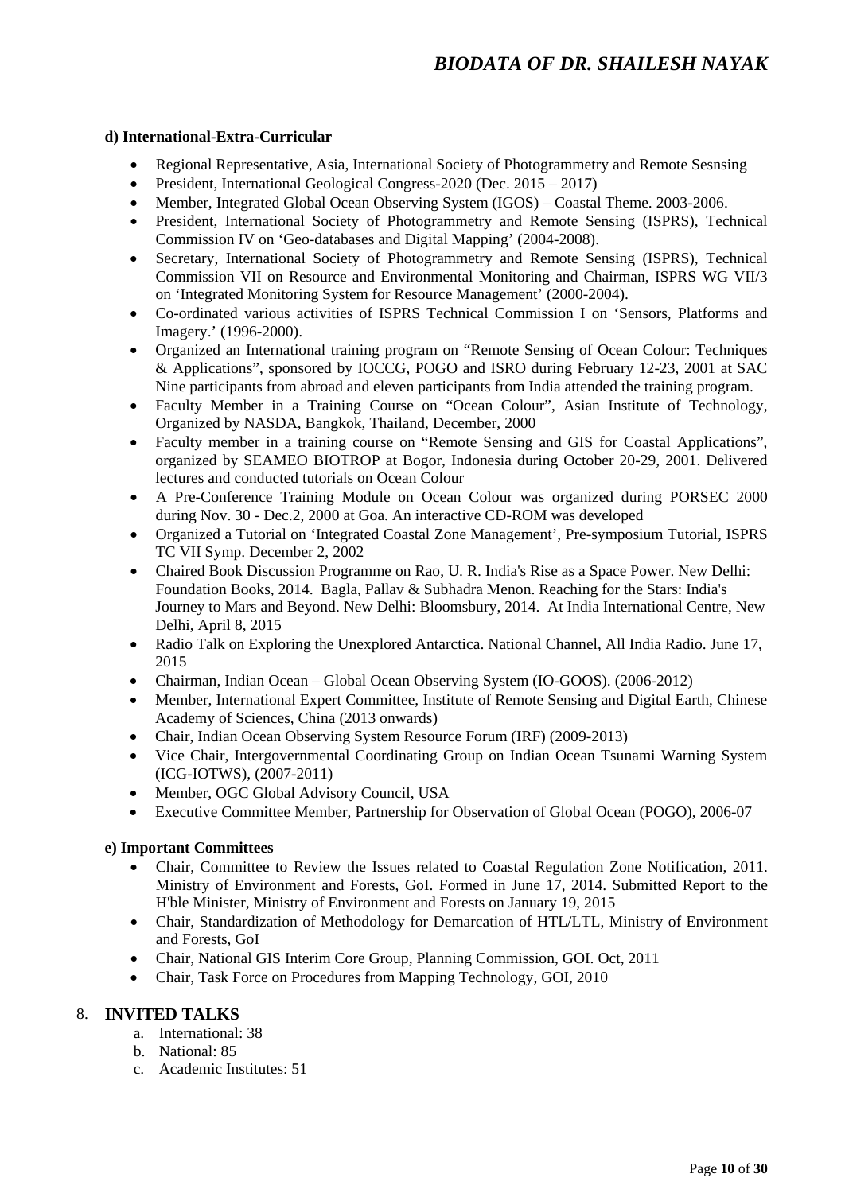**d) International-Extra-Curricular**

- Regional Representative, Asia, International Society of Photogrammetry and Remote Sesnsing
- President, International Geological Congress-2020 (Dec. 2015 – 2017)
- Member, Integrated Global Ocean Observing System (IGOS) – Coastal Theme. 2003-2006.
- President, International Society of Photogrammetry and Remote Sensing (ISPRS), Technical Commission IV on 'Geo-databases and Digital Mapping' (2004-2008).
- Secretary, International Society of Photogrammetry and Remote Sensing (ISPRS), Technical Commission VII on Resource and Environmental Monitoring and Chairman, ISPRS WG VII/3 on 'Integrated Monitoring System for Resource Management' (2000-2004).
- Co-ordinated various activities of ISPRS Technical Commission I on 'Sensors, Platforms and Imagery.' (1996-2000).
- Organized an International training program on "Remote Sensing of Ocean Colour: Techniques & Applications", sponsored by IOCCG, POGO and ISRO during February 12-23, 2001 at SAC Nine participants from abroad and eleven participants from India attended the training program.
- Faculty Member in a Training Course on "Ocean Colour", Asian Institute of Technology, Organized by NASDA, Bangkok, Thailand, December, 2000
- Faculty member in a training course on "Remote Sensing and GIS for Coastal Applications", organized by SEAMEO BIOTROP at Bogor, Indonesia during October 20-29, 2001. Delivered lectures and conducted tutorials on Ocean Colour
- A Pre-Conference Training Module on Ocean Colour was organized during PORSEC 2000 during Nov. 30 - Dec.2, 2000 at Goa. An interactive CD-ROM was developed
- Organized a Tutorial on 'Integrated Coastal Zone Management', Pre-symposium Tutorial, ISPRS TC VII Symp. December 2, 2002
- Chaired Book Discussion Programme on Rao, U. R. India's Rise as a Space Power. New Delhi: Foundation Books, 2014. Bagla, Pallav & Subhadra Menon. Reaching for the Stars: India's Journey to Mars and Beyond. New Delhi: Bloomsbury, 2014. At India International Centre, New Delhi, April 8, 2015
- Radio Talk on Exploring the Unexplored Antarctica. National Channel, All India Radio. June 17, 2015
- Chairman, Indian Ocean – Global Ocean Observing System (IO-GOOS). (2006-2012)
- Member, International Expert Committee, Institute of Remote Sensing and Digital Earth, Chinese Academy of Sciences, China (2013 onwards)
- Chair, Indian Ocean Observing System Resource Forum (IRF) (2009-2013)
- Vice Chair, Intergovernmental Coordinating Group on Indian Ocean Tsunami Warning System (ICG-IOTWS), (2007-2011)
- Member, OGC Global Advisory Council, USA
- Executive Committee Member, Partnership for Observation of Global Ocean (POGO), 2006-07

**e) Important Committees**

- Chair, Committee to Review the Issues related to Coastal Regulation Zone Notification, 2011. Ministry of Environment and Forests, GoI. Formed in June 17, 2014. Submitted Report to the H'ble Minister, Ministry of Environment and Forests on January 19, 2015
- Chair, Standardization of Methodology for Demarcation of HTL/LTL, Ministry of Environment and Forests, GoI
- Chair, National GIS Interim Core Group, Planning Commission, GOI. Oct, 2011
- Chair, Task Force on Procedures from Mapping Technology, GOI, 2010

## 8. INVITED TALKS

a. International: 38
b. National: 85
c. Academic Institutes: 51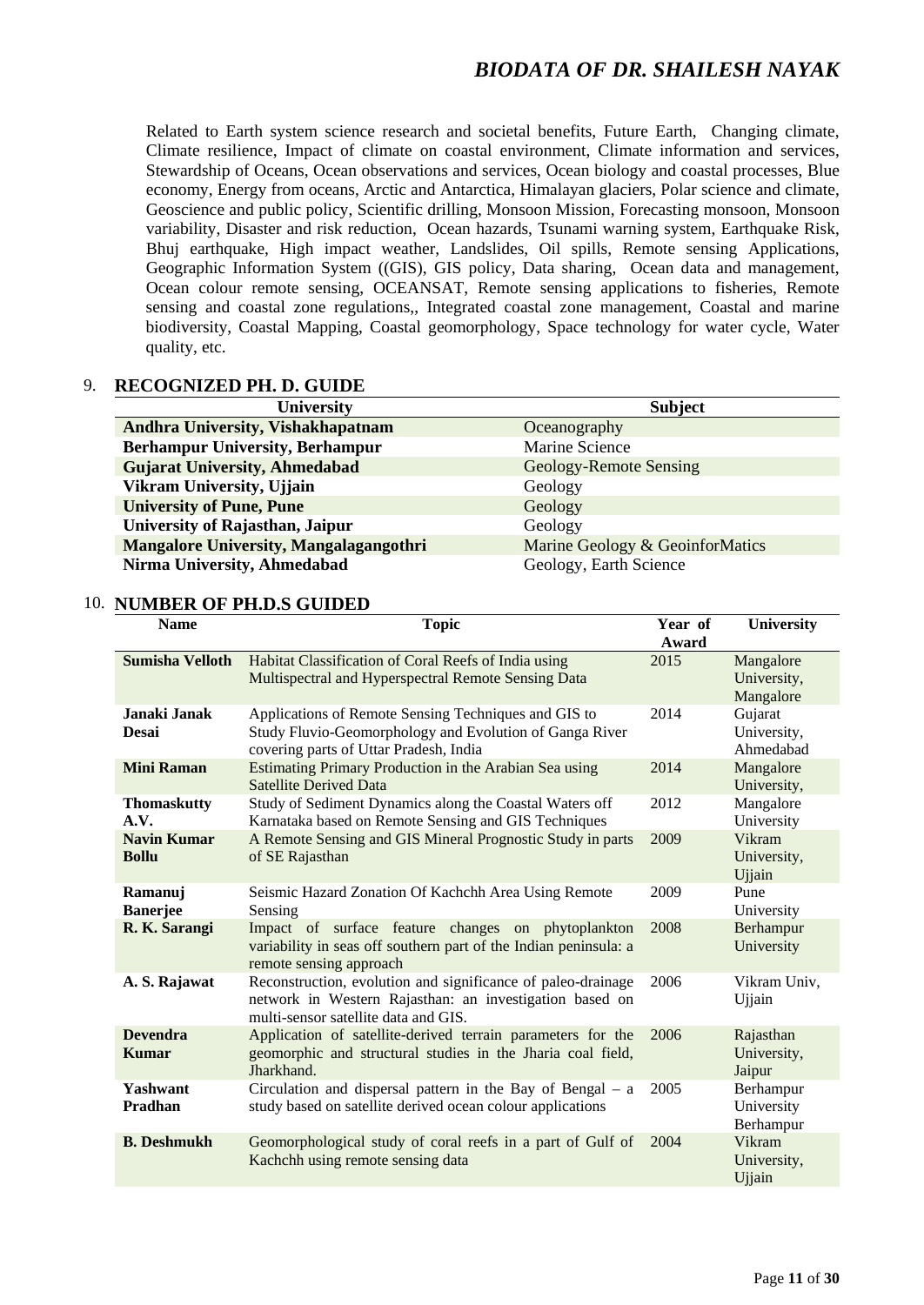Related to Earth system science research and societal benefits, Future Earth, Changing climate, Climate resilience, Impact of climate on coastal environment, Climate information and services, Stewardship of Oceans, Ocean observations and services, Ocean biology and coastal processes, Blue economy, Energy from oceans, Arctic and Antarctica, Himalayan glaciers, Polar science and climate, Geoscience and public policy, Scientific drilling, Monsoon Mission, Forecasting monsoon, Monsoon variability, Disaster and risk reduction, Ocean hazards, Tsunami warning system, Earthquake Risk, Bhuj earthquake, High impact weather, Landslides, Oil spills, Remote sensing Applications, Geographic Information System ((GIS), GIS policy, Data sharing, Ocean data and management, Ocean colour remote sensing, OCEANSAT, Remote sensing applications to fisheries, Remote sensing and coastal zone regulations,, Integrated coastal zone management, Coastal and marine biodiversity, Coastal Mapping, Coastal geomorphology, Space technology for water cycle, Water quality, etc.

## 9. RECOGNIZED PH. D. GUIDE

| University | Subject |
|---|---|
| **Andhra University, Vishakhapatnam** | Oceanography |
| **Berhampur University, Berhampur** | Marine Science |
| **Gujarat University, Ahmedabad** | Geology-Remote Sensing |
| **Vikram University, Ujjain** | Geology |
| **University of Pune, Pune** | Geology |
| **University of Rajasthan, Jaipur** | Geology |
| **Mangalore University, Mangalagangothri** | Marine Geology & GeoinforMatics |
| **Nirma University, Ahmedabad** | Geology, Earth Science |

## 10. NUMBER OF PH.D.S GUIDED

| Name | Topic | Year of Award | University |
|---|---|---|---|
| **Sumisha Velloth** | Habitat Classification of Coral Reefs of India using Multispectral and Hyperspectral Remote Sensing Data | 2015 | Mangalore University, Mangalore |
| **Janaki Janak Desai** | Applications of Remote Sensing Techniques and GIS to Study Fluvio-Geomorphology and Evolution of Ganga River covering parts of Uttar Pradesh, India | 2014 | Gujarat University, Ahmedabad |
| **Mini Raman** | Estimating Primary Production in the Arabian Sea using Satellite Derived Data | 2014 | Mangalore University, |
| **Thomaskutty A.V.** | Study of Sediment Dynamics along the Coastal Waters off Karnataka based on Remote Sensing and GIS Techniques | 2012 | Mangalore University |
| **Navin Kumar Bollu** | A Remote Sensing and GIS Mineral Prognostic Study in parts of SE Rajasthan | 2009 | Vikram University, Ujjain |
| **Ramanuj Banerjee** | Seismic Hazard Zonation Of Kachchh Area Using Remote Sensing | 2009 | Pune University |
| **R. K. Sarangi** | Impact of surface feature changes on phytoplankton variability in seas off southern part of the Indian peninsula: a remote sensing approach | 2008 | Berhampur University |
| **A. S. Rajawat** | Reconstruction, evolution and significance of paleo-drainage network in Western Rajasthan: an investigation based on multi-sensor satellite data and GIS. | 2006 | Vikram Univ, Ujjain |
| **Devendra Kumar** | Application of satellite-derived terrain parameters for the geomorphic and structural studies in the Jharia coal field, Jharkhand. | 2006 | Rajasthan University, Jaipur |
| **Yashwant Pradhan** | Circulation and dispersal pattern in the Bay of Bengal – a study based on satellite derived ocean colour applications | 2005 | Berhampur University Berhampur |
| **B. Deshmukh** | Geomorphological study of coral reefs in a part of Gulf of Kachchh using remote sensing data | 2004 | Vikram University, Ujjain |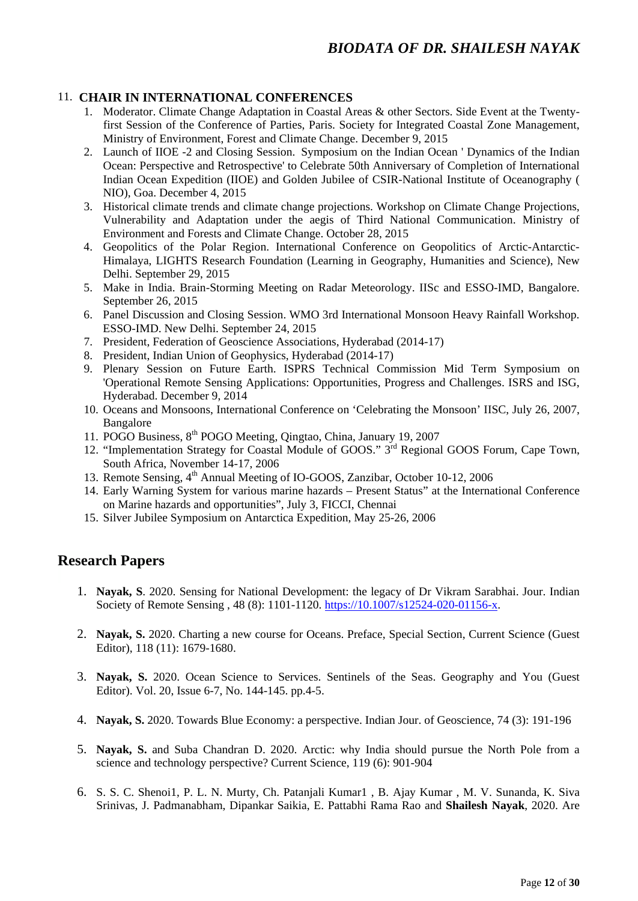## 11. CHAIR IN INTERNATIONAL CONFERENCES

1. Moderator. Climate Change Adaptation in Coastal Areas & other Sectors. Side Event at the Twenty-first Session of the Conference of Parties, Paris. Society for Integrated Coastal Zone Management, Ministry of Environment, Forest and Climate Change. December 9, 2015
2. Launch of IIOE -2 and Closing Session. Symposium on the Indian Ocean ' Dynamics of the Indian Ocean: Perspective and Retrospective' to Celebrate 50th Anniversary of Completion of International Indian Ocean Expedition (IIOE) and Golden Jubilee of CSIR-National Institute of Oceanography ( NIO), Goa. December 4, 2015
3. Historical climate trends and climate change projections. Workshop on Climate Change Projections, Vulnerability and Adaptation under the aegis of Third National Communication. Ministry of Environment and Forests and Climate Change. October 28, 2015
4. Geopolitics of the Polar Region. International Conference on Geopolitics of Arctic-Antarctic-Himalaya, LIGHTS Research Foundation (Learning in Geography, Humanities and Science), New Delhi. September 29, 2015
5. Make in India. Brain-Storming Meeting on Radar Meteorology. IISc and ESSO-IMD, Bangalore. September 26, 2015
6. Panel Discussion and Closing Session. WMO 3rd International Monsoon Heavy Rainfall Workshop. ESSO-IMD. New Delhi. September 24, 2015
7. President, Federation of Geoscience Associations, Hyderabad (2014-17)
8. President, Indian Union of Geophysics, Hyderabad (2014-17)
9. Plenary Session on Future Earth. ISPRS Technical Commission Mid Term Symposium on 'Operational Remote Sensing Applications: Opportunities, Progress and Challenges. ISRS and ISG, Hyderabad. December 9, 2014
10. Oceans and Monsoons, International Conference on 'Celebrating the Monsoon' IISC, July 26, 2007, Bangalore
11. POGO Business, 8th POGO Meeting, Qingtao, China, January 19, 2007
12. "Implementation Strategy for Coastal Module of GOOS." 3rd Regional GOOS Forum, Cape Town, South Africa, November 14-17, 2006
13. Remote Sensing, 4th Annual Meeting of IO-GOOS, Zanzibar, October 10-12, 2006
14. Early Warning System for various marine hazards – Present Status" at the International Conference on Marine hazards and opportunities", July 3, FICCI, Chennai
15. Silver Jubilee Symposium on Antarctica Expedition, May 25-26, 2006

## Research Papers

1. **Nayak, S**. 2020. Sensing for National Development: the legacy of Dr Vikram Sarabhai. Jour. Indian Society of Remote Sensing , 48 (8): 1101-1120. https://10.1007/s12524-020-01156-x.

2. **Nayak, S.** 2020. Charting a new course for Oceans. Preface, Special Section, Current Science (Guest Editor), 118 (11): 1679-1680.

3. **Nayak, S.** 2020. Ocean Science to Services. Sentinels of the Seas. Geography and You (Guest Editor). Vol. 20, Issue 6-7, No. 144-145. pp.4-5.

4. **Nayak, S.** 2020. Towards Blue Economy: a perspective. Indian Jour. of Geoscience, 74 (3): 191-196

5. **Nayak, S.** and Suba Chandran D. 2020. Arctic: why India should pursue the North Pole from a science and technology perspective? Current Science, 119 (6): 901-904

6. S. S. C. Shenoi1, P. L. N. Murty, Ch. Patanjali Kumar1 , B. Ajay Kumar , M. V. Sunanda, K. Siva Srinivas, J. Padmanabham, Dipankar Saikia, E. Pattabhi Rama Rao and **Shailesh Nayak**, 2020. Are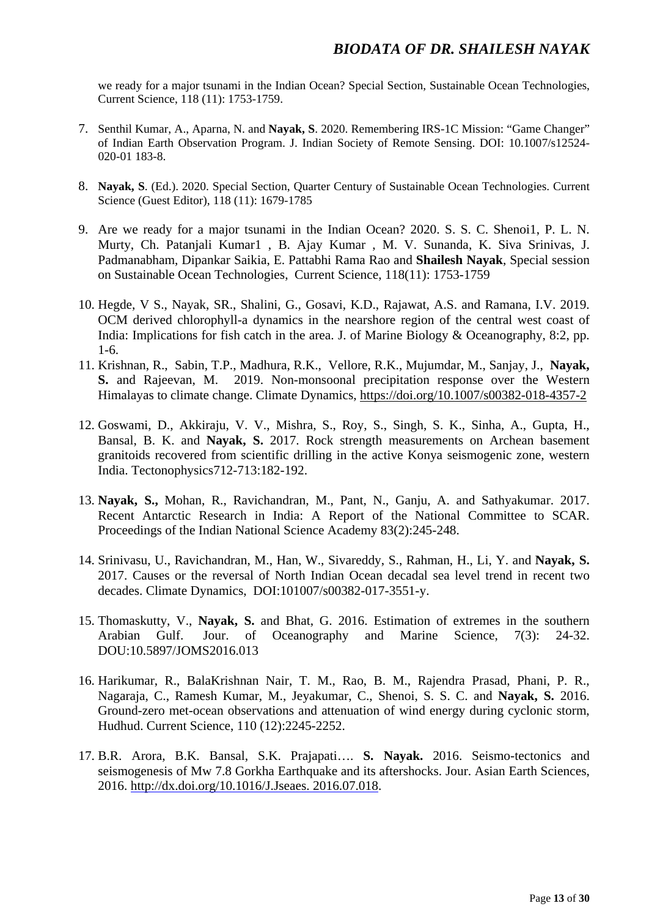we ready for a major tsunami in the Indian Ocean? Special Section, Sustainable Ocean Technologies, Current Science, 118 (11): 1753-1759.

7. Senthil Kumar, A., Aparna, N. and **Nayak, S**. 2020. Remembering IRS-1C Mission: "Game Changer" of Indian Earth Observation Program. J. Indian Society of Remote Sensing. DOI: 10.1007/s12524-020-01 183-8.

8. **Nayak, S**. (Ed.). 2020. Special Section, Quarter Century of Sustainable Ocean Technologies. Current Science (Guest Editor), 118 (11): 1679-1785

9. Are we ready for a major tsunami in the Indian Ocean? 2020. S. S. C. Shenoi1, P. L. N. Murty, Ch. Patanjali Kumar1 , B. Ajay Kumar , M. V. Sunanda, K. Siva Srinivas, J. Padmanabham, Dipankar Saikia, E. Pattabhi Rama Rao and **Shailesh Nayak**, Special session on Sustainable Ocean Technologies, Current Science, 118(11): 1753-1759

10. Hegde, V S., Nayak, SR., Shalini, G., Gosavi, K.D., Rajawat, A.S. and Ramana, I.V. 2019. OCM derived chlorophyll-a dynamics in the nearshore region of the central west coast of India: Implications for fish catch in the area. J. of Marine Biology & Oceanography, 8:2, pp. 1-6.

11. Krishnan, R., Sabin, T.P., Madhura, R.K., Vellore, R.K., Mujumdar, M., Sanjay, J., **Nayak, S.** and Rajeevan, M. 2019. Non-monsoonal precipitation response over the Western Himalayas to climate change. Climate Dynamics, https://doi.org/10.1007/s00382-018-4357-2

12. Goswami, D., Akkiraju, V. V., Mishra, S., Roy, S., Singh, S. K., Sinha, A., Gupta, H., Bansal, B. K. and **Nayak, S.** 2017. Rock strength measurements on Archean basement granitoids recovered from scientific drilling in the active Konya seismogenic zone, western India. Tectonophysics712-713:182-192.

13. **Nayak, S.,** Mohan, R., Ravichandran, M., Pant, N., Ganju, A. and Sathyakumar. 2017. Recent Antarctic Research in India: A Report of the National Committee to SCAR. Proceedings of the Indian National Science Academy 83(2):245-248.

14. Srinivasu, U., Ravichandran, M., Han, W., Sivareddy, S., Rahman, H., Li, Y. and **Nayak, S.** 2017. Causes or the reversal of North Indian Ocean decadal sea level trend in recent two decades. Climate Dynamics, DOI:101007/s00382-017-3551-y.

15. Thomaskutty, V., **Nayak, S.** and Bhat, G. 2016. Estimation of extremes in the southern Arabian Gulf. Jour. of Oceanography and Marine Science, 7(3): 24-32. DOU:10.5897/JOMS2016.013

16. Harikumar, R., BalaKrishnan Nair, T. M., Rao, B. M., Rajendra Prasad, Phani, P. R., Nagaraja, C., Ramesh Kumar, M., Jeyakumar, C., Shenoi, S. S. C. and **Nayak, S.** 2016. Ground-zero met-ocean observations and attenuation of wind energy during cyclonic storm, Hudhud. Current Science, 110 (12):2245-2252.

17. B.R. Arora, B.K. Bansal, S.K. Prajapati…. **S. Nayak.** 2016. Seismo-tectonics and seismogenesis of Mw 7.8 Gorkha Earthquake and its aftershocks. Jour. Asian Earth Sciences, 2016. http://dx.doi.org/10.1016/J.Jseaes. 2016.07.018.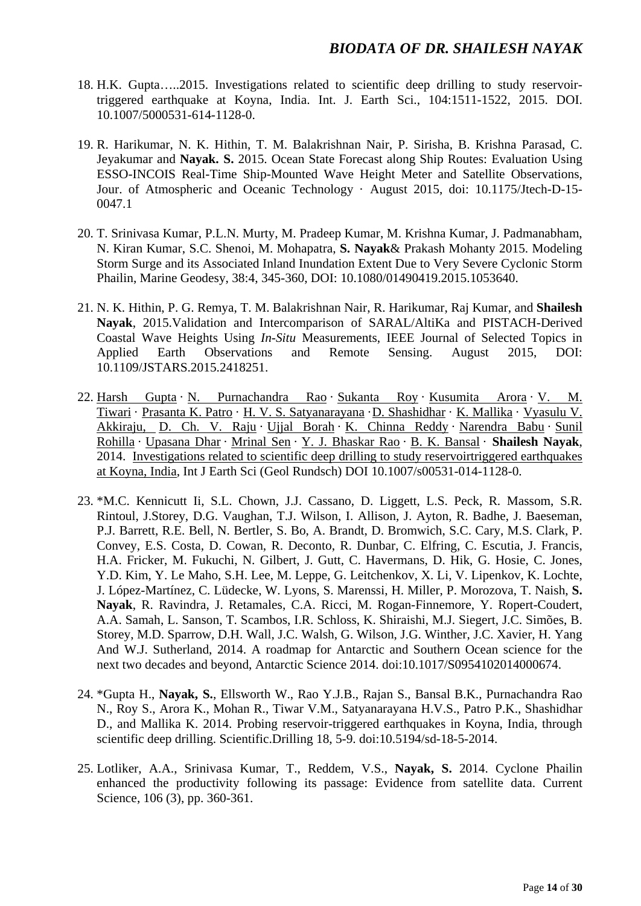18. H.K. Gupta…..2015. Investigations related to scientific deep drilling to study reservoir-triggered earthquake at Koyna, India. Int. J. Earth Sci., 104:1511-1522, 2015. DOI. 10.1007/5000531-614-1128-0.

19. R. Harikumar, N. K. Hithin, T. M. Balakrishnan Nair, P. Sirisha, B. Krishna Parasad, C. Jeyakumar and **Nayak. S.** 2015. Ocean State Forecast along Ship Routes: Evaluation Using ESSO-INCOIS Real-Time Ship-Mounted Wave Height Meter and Satellite Observations, Jour. of Atmospheric and Oceanic Technology · August 2015, doi: 10.1175/Jtech-D-15-0047.1

20. T. Srinivasa Kumar, P.L.N. Murty, M. Pradeep Kumar, M. Krishna Kumar, J. Padmanabham, N. Kiran Kumar, S.C. Shenoi, M. Mohapatra, **S. Nayak**& Prakash Mohanty 2015. Modeling Storm Surge and its Associated Inland Inundation Extent Due to Very Severe Cyclonic Storm Phailin, Marine Geodesy, 38:4, 345-360, DOI: 10.1080/01490419.2015.1053640.

21. N. K. Hithin, P. G. Remya, T. M. Balakrishnan Nair, R. Harikumar, Raj Kumar, and **Shailesh Nayak**, 2015.Validation and Intercomparison of SARAL/AltiKa and PISTACH-Derived Coastal Wave Heights Using *In-Situ* Measurements, IEEE Journal of Selected Topics in Applied Earth Observations and Remote Sensing. August 2015, DOI: 10.1109/JSTARS.2015.2418251.

22. Harsh Gupta · N. Purnachandra Rao · Sukanta Roy · Kusumita Arora · V. M. Tiwari · Prasanta K. Patro · H. V. S. Satyanarayana ·D. Shashidhar · K. Mallika · Vyasulu V. Akkiraju, D. Ch. V. Raju · Ujjal Borah · K. Chinna Reddy · Narendra Babu · Sunil Rohilla · Upasana Dhar · Mrinal Sen · Y. J. Bhaskar Rao · B. K. Bansal · **Shailesh Nayak**, 2014. Investigations related to scientific deep drilling to study reservoirtriggered earthquakes at Koyna, India, Int J Earth Sci (Geol Rundsch) DOI 10.1007/s00531-014-1128-0.

23. *M.C. Kennicutt Ii, S.L. Chown, J.J. Cassano, D. Liggett, L.S. Peck, R. Massom, S.R. Rintoul, J.Storey, D.G. Vaughan, T.J. Wilson, I. Allison, J. Ayton, R. Badhe, J. Baeseman, P.J. Barrett, R.E. Bell, N. Bertler, S. Bo, A. Brandt, D. Bromwich, S.C. Cary, M.S. Clark, P. Convey, E.S. Costa, D. Cowan, R. Deconto, R. Dunbar, C. Elfring, C. Escutia, J. Francis, H.A. Fricker, M. Fukuchi, N. Gilbert, J. Gutt, C. Havermans, D. Hik, G. Hosie, C. Jones, Y.D. Kim, Y. Le Maho, S.H. Lee, M. Leppe, G. Leitchenkov, X. Li, V. Lipenkov, K. Lochte, J. López-Martínez, C. Lüdecke, W. Lyons, S. Marenssi, H. Miller, P. Morozova, T. Naish, **S. Nayak**, R. Ravindra, J. Retamales, C.A. Ricci, M. Rogan-Finnemore, Y. Ropert-Coudert, A.A. Samah, L. Sanson, T. Scambos, I.R. Schloss, K. Shiraishi, M.J. Siegert, J.C. Simões, B. Storey, M.D. Sparrow, D.H. Wall, J.C. Walsh, G. Wilson, J.G. Winther, J.C. Xavier, H. Yang And W.J. Sutherland, 2014. A roadmap for Antarctic and Southern Ocean science for the next two decades and beyond, Antarctic Science 2014. doi:10.1017/S0954102014000674.

24. *Gupta H., **Nayak, S.**, Ellsworth W., Rao Y.J.B., Rajan S., Bansal B.K., Purnachandra Rao N., Roy S., Arora K., Mohan R., Tiwar V.M., Satyanarayana H.V.S., Patro P.K., Shashidhar D., and Mallika K. 2014. Probing reservoir-triggered earthquakes in Koyna, India, through scientific deep drilling. Scientific.Drilling 18, 5-9. doi:10.5194/sd-18-5-2014.

25. Lotliker, A.A., Srinivasa Kumar, T., Reddem, V.S., **Nayak, S.** 2014. Cyclone Phailin enhanced the productivity following its passage: Evidence from satellite data. Current Science, 106 (3), pp. 360-361.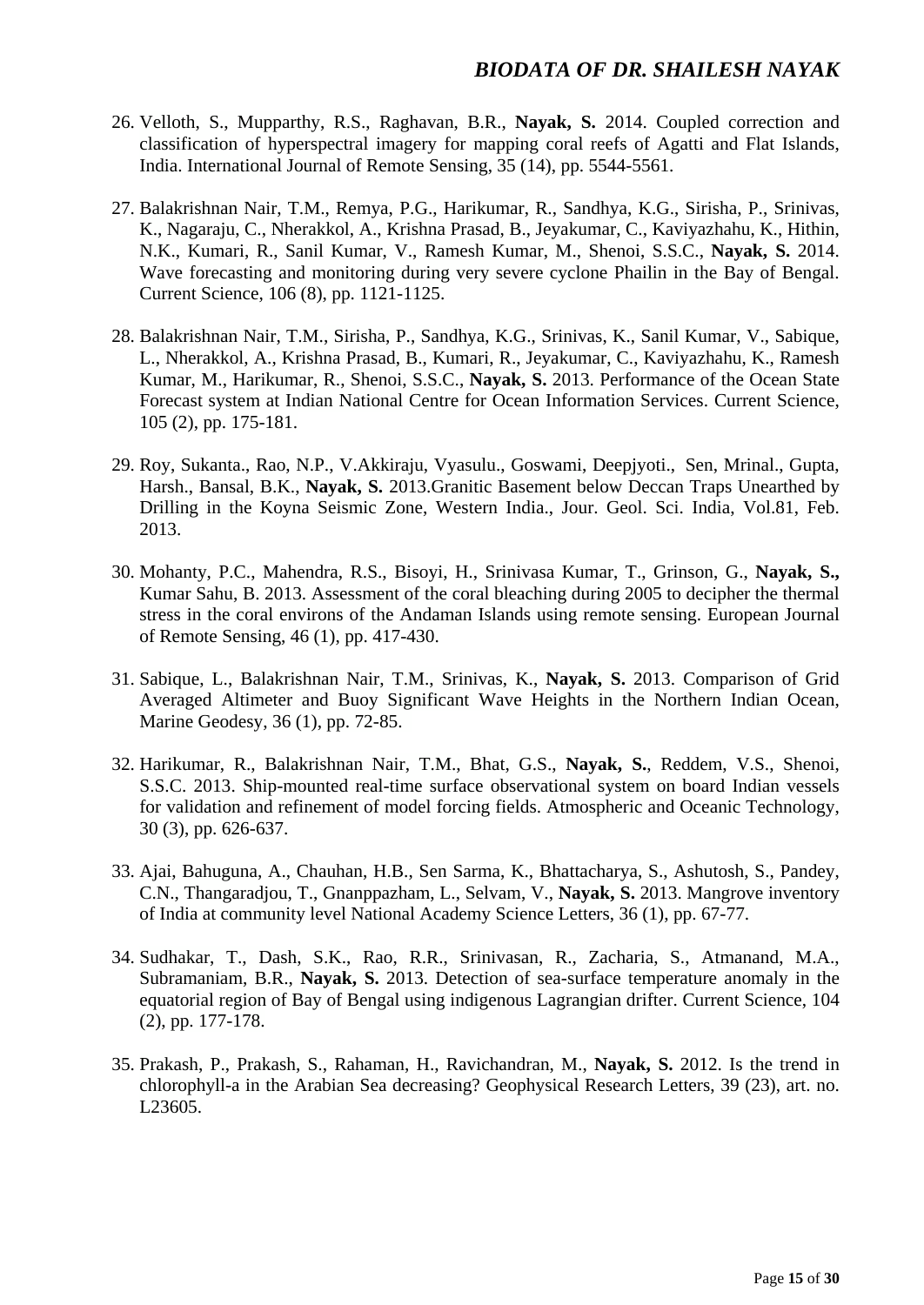26. Velloth, S., Mupparthy, R.S., Raghavan, B.R., **Nayak, S.** 2014. Coupled correction and classification of hyperspectral imagery for mapping coral reefs of Agatti and Flat Islands, India. International Journal of Remote Sensing, 35 (14), pp. 5544-5561.

27. Balakrishnan Nair, T.M., Remya, P.G., Harikumar, R., Sandhya, K.G., Sirisha, P., Srinivas, K., Nagaraju, C., Nherakkol, A., Krishna Prasad, B., Jeyakumar, C., Kaviyazhahu, K., Hithin, N.K., Kumari, R., Sanil Kumar, V., Ramesh Kumar, M., Shenoi, S.S.C., **Nayak, S.** 2014. Wave forecasting and monitoring during very severe cyclone Phailin in the Bay of Bengal. Current Science, 106 (8), pp. 1121-1125.

28. Balakrishnan Nair, T.M., Sirisha, P., Sandhya, K.G., Srinivas, K., Sanil Kumar, V., Sabique, L., Nherakkol, A., Krishna Prasad, B., Kumari, R., Jeyakumar, C., Kaviyazhahu, K., Ramesh Kumar, M., Harikumar, R., Shenoi, S.S.C., **Nayak, S.** 2013. Performance of the Ocean State Forecast system at Indian National Centre for Ocean Information Services. Current Science, 105 (2), pp. 175-181.

29. Roy, Sukanta., Rao, N.P., V.Akkiraju, Vyasulu., Goswami, Deepjyoti., Sen, Mrinal., Gupta, Harsh., Bansal, B.K., **Nayak, S.** 2013.Granitic Basement below Deccan Traps Unearthed by Drilling in the Koyna Seismic Zone, Western India., Jour. Geol. Sci. India, Vol.81, Feb. 2013.

30. Mohanty, P.C., Mahendra, R.S., Bisoyi, H., Srinivasa Kumar, T., Grinson, G., **Nayak, S.,** Kumar Sahu, B. 2013. Assessment of the coral bleaching during 2005 to decipher the thermal stress in the coral environs of the Andaman Islands using remote sensing. European Journal of Remote Sensing, 46 (1), pp. 417-430.

31. Sabique, L., Balakrishnan Nair, T.M., Srinivas, K., **Nayak, S.** 2013. Comparison of Grid Averaged Altimeter and Buoy Significant Wave Heights in the Northern Indian Ocean, Marine Geodesy, 36 (1), pp. 72-85.

32. Harikumar, R., Balakrishnan Nair, T.M., Bhat, G.S., **Nayak, S.**, Reddem, V.S., Shenoi, S.S.C. 2013. Ship-mounted real-time surface observational system on board Indian vessels for validation and refinement of model forcing fields. Atmospheric and Oceanic Technology, 30 (3), pp. 626-637.

33. Ajai, Bahuguna, A., Chauhan, H.B., Sen Sarma, K., Bhattacharya, S., Ashutosh, S., Pandey, C.N., Thangaradjou, T., Gnanppazham, L., Selvam, V., **Nayak, S.** 2013. Mangrove inventory of India at community level National Academy Science Letters, 36 (1), pp. 67-77.

34. Sudhakar, T., Dash, S.K., Rao, R.R., Srinivasan, R., Zacharia, S., Atmanand, M.A., Subramaniam, B.R., **Nayak, S.** 2013. Detection of sea-surface temperature anomaly in the equatorial region of Bay of Bengal using indigenous Lagrangian drifter. Current Science, 104 (2), pp. 177-178.

35. Prakash, P., Prakash, S., Rahaman, H., Ravichandran, M., **Nayak, S.** 2012. Is the trend in chlorophyll-a in the Arabian Sea decreasing? Geophysical Research Letters, 39 (23), art. no. L23605.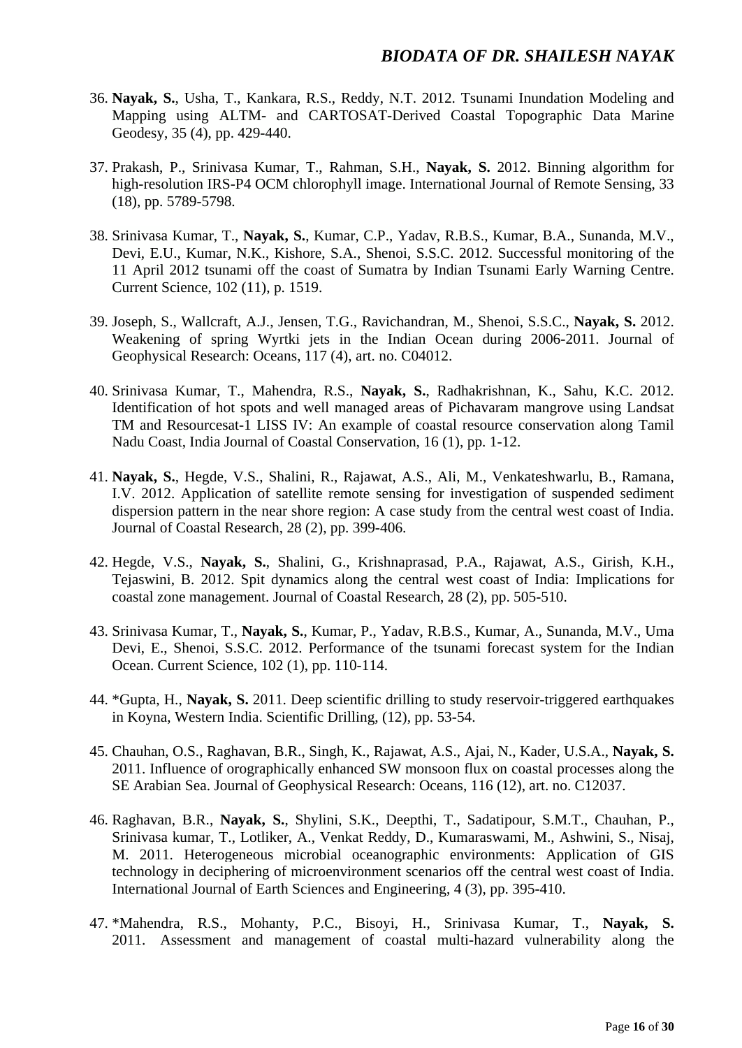36. **Nayak, S.**, Usha, T., Kankara, R.S., Reddy, N.T. 2012. Tsunami Inundation Modeling and Mapping using ALTM- and CARTOSAT-Derived Coastal Topographic Data Marine Geodesy, 35 (4), pp. 429-440.

37. Prakash, P., Srinivasa Kumar, T., Rahman, S.H., **Nayak, S.** 2012. Binning algorithm for high-resolution IRS-P4 OCM chlorophyll image. International Journal of Remote Sensing, 33 (18), pp. 5789-5798.

38. Srinivasa Kumar, T., **Nayak, S.**, Kumar, C.P., Yadav, R.B.S., Kumar, B.A., Sunanda, M.V., Devi, E.U., Kumar, N.K., Kishore, S.A., Shenoi, S.S.C. 2012. Successful monitoring of the 11 April 2012 tsunami off the coast of Sumatra by Indian Tsunami Early Warning Centre. Current Science, 102 (11), p. 1519.

39. Joseph, S., Wallcraft, A.J., Jensen, T.G., Ravichandran, M., Shenoi, S.S.C., **Nayak, S.** 2012. Weakening of spring Wyrtki jets in the Indian Ocean during 2006-2011. Journal of Geophysical Research: Oceans, 117 (4), art. no. C04012.

40. Srinivasa Kumar, T., Mahendra, R.S., **Nayak, S.**, Radhakrishnan, K., Sahu, K.C. 2012. Identification of hot spots and well managed areas of Pichavaram mangrove using Landsat TM and Resourcesat-1 LISS IV: An example of coastal resource conservation along Tamil Nadu Coast, India Journal of Coastal Conservation, 16 (1), pp. 1-12.

41. **Nayak, S.**, Hegde, V.S., Shalini, R., Rajawat, A.S., Ali, M., Venkateshwarlu, B., Ramana, I.V. 2012. Application of satellite remote sensing for investigation of suspended sediment dispersion pattern in the near shore region: A case study from the central west coast of India. Journal of Coastal Research, 28 (2), pp. 399-406.

42. Hegde, V.S., **Nayak, S.**, Shalini, G., Krishnaprasad, P.A., Rajawat, A.S., Girish, K.H., Tejaswini, B. 2012. Spit dynamics along the central west coast of India: Implications for coastal zone management. Journal of Coastal Research, 28 (2), pp. 505-510.

43. Srinivasa Kumar, T., **Nayak, S.**, Kumar, P., Yadav, R.B.S., Kumar, A., Sunanda, M.V., Uma Devi, E., Shenoi, S.S.C. 2012. Performance of the tsunami forecast system for the Indian Ocean. Current Science, 102 (1), pp. 110-114.

44. *Gupta, H., **Nayak, S.** 2011. Deep scientific drilling to study reservoir-triggered earthquakes in Koyna, Western India. Scientific Drilling, (12), pp. 53-54.

45. Chauhan, O.S., Raghavan, B.R., Singh, K., Rajawat, A.S., Ajai, N., Kader, U.S.A., **Nayak, S.** 2011. Influence of orographically enhanced SW monsoon flux on coastal processes along the SE Arabian Sea. Journal of Geophysical Research: Oceans, 116 (12), art. no. C12037.

46. Raghavan, B.R., **Nayak, S.**, Shylini, S.K., Deepthi, T., Sadatipour, S.M.T., Chauhan, P., Srinivasa kumar, T., Lotliker, A., Venkat Reddy, D., Kumaraswami, M., Ashwini, S., Nisaj, M. 2011. Heterogeneous microbial oceanographic environments: Application of GIS technology in deciphering of microenvironment scenarios off the central west coast of India. International Journal of Earth Sciences and Engineering, 4 (3), pp. 395-410.

47. *Mahendra, R.S., Mohanty, P.C., Bisoyi, H., Srinivasa Kumar, T., **Nayak, S.** 2011. Assessment and management of coastal multi-hazard vulnerability along the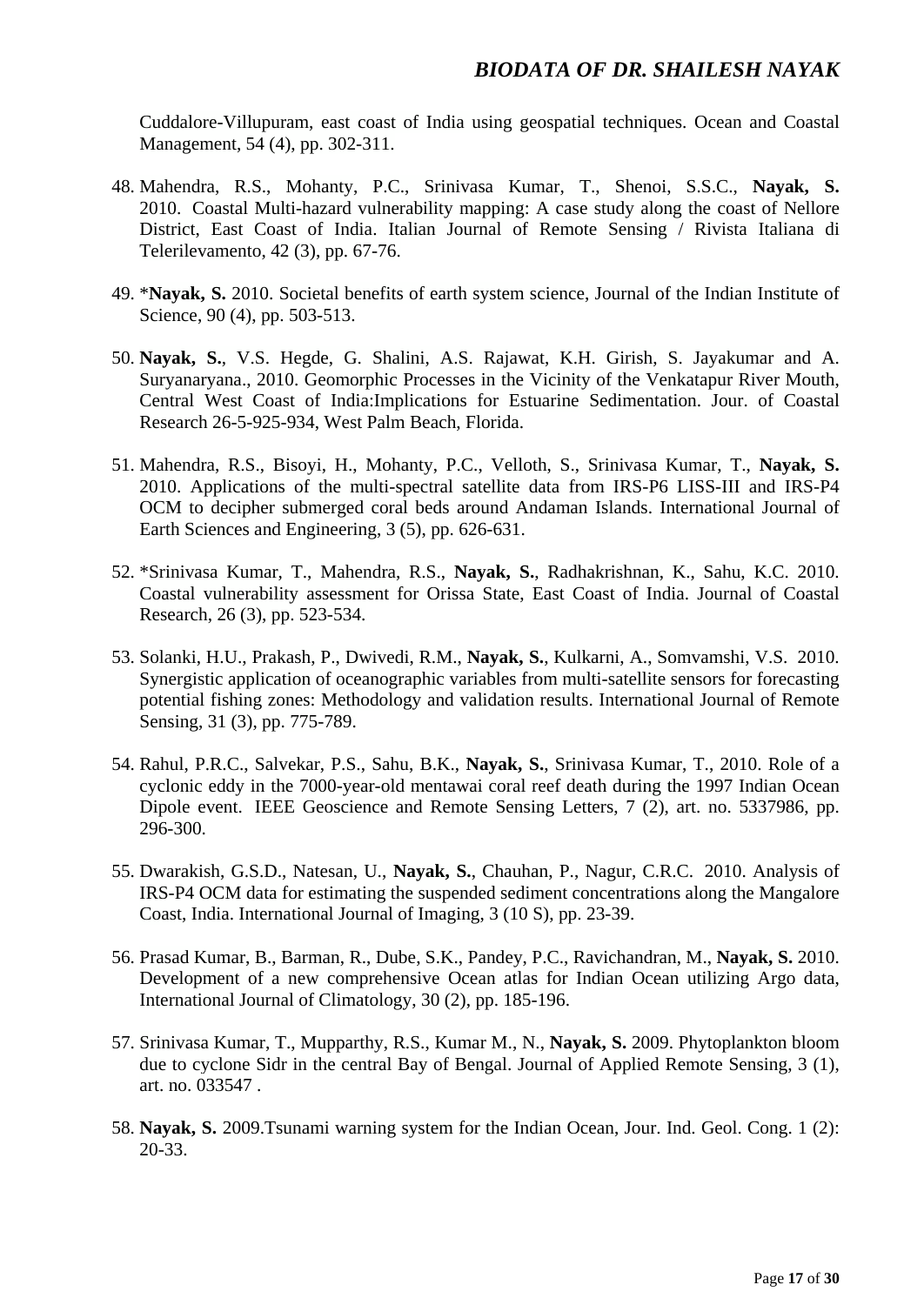Cuddalore-Villupuram, east coast of India using geospatial techniques. Ocean and Coastal Management, 54 (4), pp. 302-311.

48. Mahendra, R.S., Mohanty, P.C., Srinivasa Kumar, T., Shenoi, S.S.C., **Nayak, S.** 2010. Coastal Multi-hazard vulnerability mapping: A case study along the coast of Nellore District, East Coast of India. Italian Journal of Remote Sensing / Rivista Italiana di Telerilevamento, 42 (3), pp. 67-76.

49. ***Nayak, S.** 2010. Societal benefits of earth system science, Journal of the Indian Institute of Science, 90 (4), pp. 503-513.

50. **Nayak, S.**, V.S. Hegde, G. Shalini, A.S. Rajawat, K.H. Girish, S. Jayakumar and A. Suryanaryana., 2010. Geomorphic Processes in the Vicinity of the Venkatapur River Mouth, Central West Coast of India:Implications for Estuarine Sedimentation. Jour. of Coastal Research 26-5-925-934, West Palm Beach, Florida.

51. Mahendra, R.S., Bisoyi, H., Mohanty, P.C., Velloth, S., Srinivasa Kumar, T., **Nayak, S.** 2010. Applications of the multi-spectral satellite data from IRS-P6 LISS-III and IRS-P4 OCM to decipher submerged coral beds around Andaman Islands. International Journal of Earth Sciences and Engineering, 3 (5), pp. 626-631.

52. *Srinivasa Kumar, T., Mahendra, R.S., **Nayak, S.**, Radhakrishnan, K., Sahu, K.C. 2010. Coastal vulnerability assessment for Orissa State, East Coast of India. Journal of Coastal Research, 26 (3), pp. 523-534.

53. Solanki, H.U., Prakash, P., Dwivedi, R.M., **Nayak, S.**, Kulkarni, A., Somvamshi, V.S. 2010. Synergistic application of oceanographic variables from multi-satellite sensors for forecasting potential fishing zones: Methodology and validation results. International Journal of Remote Sensing, 31 (3), pp. 775-789.

54. Rahul, P.R.C., Salvekar, P.S., Sahu, B.K., **Nayak, S.**, Srinivasa Kumar, T., 2010. Role of a cyclonic eddy in the 7000-year-old mentawai coral reef death during the 1997 Indian Ocean Dipole event. IEEE Geoscience and Remote Sensing Letters, 7 (2), art. no. 5337986, pp. 296-300.

55. Dwarakish, G.S.D., Natesan, U., **Nayak, S.**, Chauhan, P., Nagur, C.R.C. 2010. Analysis of IRS-P4 OCM data for estimating the suspended sediment concentrations along the Mangalore Coast, India. International Journal of Imaging, 3 (10 S), pp. 23-39.

56. Prasad Kumar, B., Barman, R., Dube, S.K., Pandey, P.C., Ravichandran, M., **Nayak, S.** 2010. Development of a new comprehensive Ocean atlas for Indian Ocean utilizing Argo data, International Journal of Climatology, 30 (2), pp. 185-196.

57. Srinivasa Kumar, T., Mupparthy, R.S., Kumar M., N., **Nayak, S.** 2009. Phytoplankton bloom due to cyclone Sidr in the central Bay of Bengal. Journal of Applied Remote Sensing, 3 (1), art. no. 033547 .

58. **Nayak, S.** 2009.Tsunami warning system for the Indian Ocean, Jour. Ind. Geol. Cong. 1 (2): 20-33.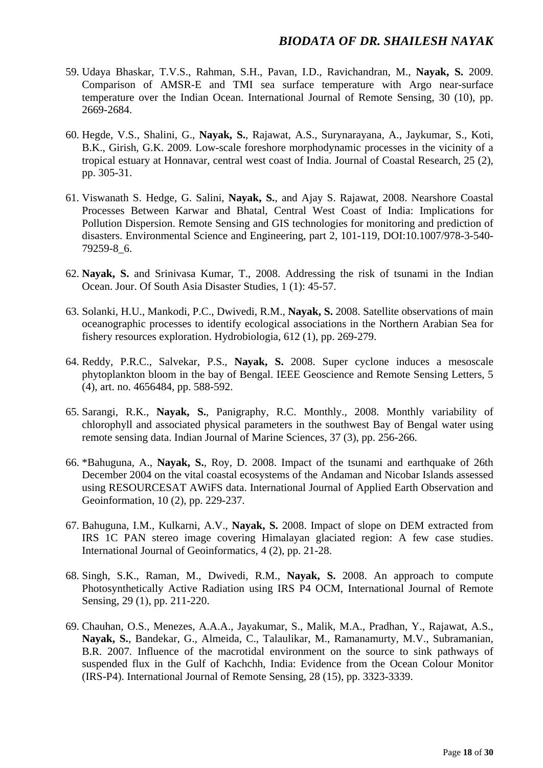59. Udaya Bhaskar, T.V.S., Rahman, S.H., Pavan, I.D., Ravichandran, M., **Nayak, S.** 2009. Comparison of AMSR-E and TMI sea surface temperature with Argo near-surface temperature over the Indian Ocean. International Journal of Remote Sensing, 30 (10), pp. 2669-2684.

60. Hegde, V.S., Shalini, G., **Nayak, S.**, Rajawat, A.S., Surynarayana, A., Jaykumar, S., Koti, B.K., Girish, G.K. 2009. Low-scale foreshore morphodynamic processes in the vicinity of a tropical estuary at Honnavar, central west coast of India. Journal of Coastal Research, 25 (2), pp. 305-31.

61. Viswanath S. Hedge, G. Salini, **Nayak, S.**, and Ajay S. Rajawat, 2008. Nearshore Coastal Processes Between Karwar and Bhatal, Central West Coast of India: Implications for Pollution Dispersion. Remote Sensing and GIS technologies for monitoring and prediction of disasters. Environmental Science and Engineering, part 2, 101-119, DOI:10.1007/978-3-540-79259-8_6.

62. **Nayak, S.** and Srinivasa Kumar, T., 2008. Addressing the risk of tsunami in the Indian Ocean. Jour. Of South Asia Disaster Studies, 1 (1): 45-57.

63. Solanki, H.U., Mankodi, P.C., Dwivedi, R.M., **Nayak, S.** 2008. Satellite observations of main oceanographic processes to identify ecological associations in the Northern Arabian Sea for fishery resources exploration. Hydrobiologia, 612 (1), pp. 269-279.

64. Reddy, P.R.C., Salvekar, P.S., **Nayak, S.** 2008. Super cyclone induces a mesoscale phytoplankton bloom in the bay of Bengal. IEEE Geoscience and Remote Sensing Letters, 5 (4), art. no. 4656484, pp. 588-592.

65. Sarangi, R.K., **Nayak, S.**, Panigraphy, R.C. Monthly., 2008. Monthly variability of chlorophyll and associated physical parameters in the southwest Bay of Bengal water using remote sensing data. Indian Journal of Marine Sciences, 37 (3), pp. 256-266.

66. *Bahuguna, A., **Nayak, S.**, Roy, D. 2008. Impact of the tsunami and earthquake of 26th December 2004 on the vital coastal ecosystems of the Andaman and Nicobar Islands assessed using RESOURCESAT AWiFS data. International Journal of Applied Earth Observation and Geoinformation, 10 (2), pp. 229-237.

67. Bahuguna, I.M., Kulkarni, A.V., **Nayak, S.** 2008. Impact of slope on DEM extracted from IRS 1C PAN stereo image covering Himalayan glaciated region: A few case studies. International Journal of Geoinformatics, 4 (2), pp. 21-28.

68. Singh, S.K., Raman, M., Dwivedi, R.M., **Nayak, S.** 2008. An approach to compute Photosynthetically Active Radiation using IRS P4 OCM, International Journal of Remote Sensing, 29 (1), pp. 211-220.

69. Chauhan, O.S., Menezes, A.A.A., Jayakumar, S., Malik, M.A., Pradhan, Y., Rajawat, A.S., **Nayak, S.**, Bandekar, G., Almeida, C., Talaulikar, M., Ramanamurty, M.V., Subramanian, B.R. 2007. Influence of the macrotidal environment on the source to sink pathways of suspended flux in the Gulf of Kachchh, India: Evidence from the Ocean Colour Monitor (IRS-P4). International Journal of Remote Sensing, 28 (15), pp. 3323-3339.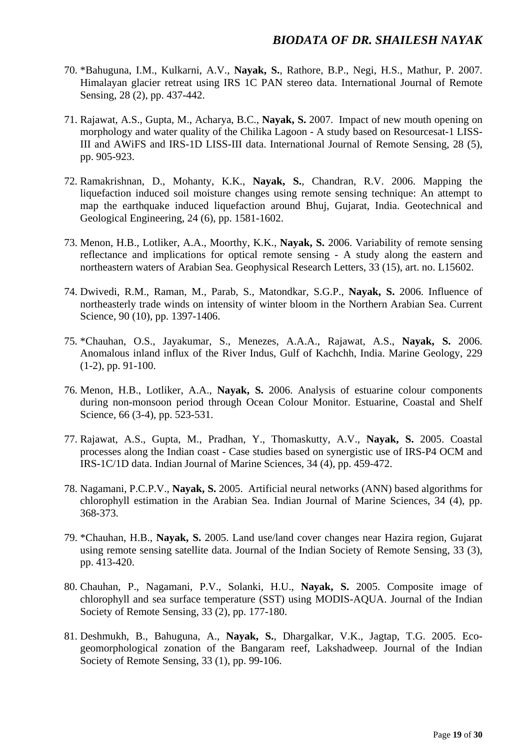70. *Bahuguna, I.M., Kulkarni, A.V., **Nayak, S.**, Rathore, B.P., Negi, H.S., Mathur, P. 2007. Himalayan glacier retreat using IRS 1C PAN stereo data. International Journal of Remote Sensing, 28 (2), pp. 437-442.

71. Rajawat, A.S., Gupta, M., Acharya, B.C., **Nayak, S.** 2007. Impact of new mouth opening on morphology and water quality of the Chilika Lagoon - A study based on Resourcesat-1 LISS-III and AWiFS and IRS-1D LISS-III data. International Journal of Remote Sensing, 28 (5), pp. 905-923.

72. Ramakrishnan, D., Mohanty, K.K., **Nayak, S.**, Chandran, R.V. 2006. Mapping the liquefaction induced soil moisture changes using remote sensing technique: An attempt to map the earthquake induced liquefaction around Bhuj, Gujarat, India. Geotechnical and Geological Engineering, 24 (6), pp. 1581-1602.

73. Menon, H.B., Lotliker, A.A., Moorthy, K.K., **Nayak, S.** 2006. Variability of remote sensing reflectance and implications for optical remote sensing - A study along the eastern and northeastern waters of Arabian Sea. Geophysical Research Letters, 33 (15), art. no. L15602.

74. Dwivedi, R.M., Raman, M., Parab, S., Matondkar, S.G.P., **Nayak, S.** 2006. Influence of northeasterly trade winds on intensity of winter bloom in the Northern Arabian Sea. Current Science, 90 (10), pp. 1397-1406.

75. *Chauhan, O.S., Jayakumar, S., Menezes, A.A.A., Rajawat, A.S., **Nayak, S.** 2006. Anomalous inland influx of the River Indus, Gulf of Kachchh, India. Marine Geology, 229 (1-2), pp. 91-100.

76. Menon, H.B., Lotliker, A.A., **Nayak, S.** 2006. Analysis of estuarine colour components during non-monsoon period through Ocean Colour Monitor. Estuarine, Coastal and Shelf Science, 66 (3-4), pp. 523-531.

77. Rajawat, A.S., Gupta, M., Pradhan, Y., Thomaskutty, A.V., **Nayak, S.** 2005. Coastal processes along the Indian coast - Case studies based on synergistic use of IRS-P4 OCM and IRS-1C/1D data. Indian Journal of Marine Sciences, 34 (4), pp. 459-472.

78. Nagamani, P.C.P.V., **Nayak, S.** 2005. Artificial neural networks (ANN) based algorithms for chlorophyll estimation in the Arabian Sea. Indian Journal of Marine Sciences, 34 (4), pp. 368-373.

79. *Chauhan, H.B., **Nayak, S.** 2005. Land use/land cover changes near Hazira region, Gujarat using remote sensing satellite data. Journal of the Indian Society of Remote Sensing, 33 (3), pp. 413-420.

80. Chauhan, P., Nagamani, P.V., Solanki, H.U., **Nayak, S.** 2005. Composite image of chlorophyll and sea surface temperature (SST) using MODIS-AQUA. Journal of the Indian Society of Remote Sensing, 33 (2), pp. 177-180.

81. Deshmukh, B., Bahuguna, A., **Nayak, S.**, Dhargalkar, V.K., Jagtap, T.G. 2005. Eco-geomorphological zonation of the Bangaram reef, Lakshadweep. Journal of the Indian Society of Remote Sensing, 33 (1), pp. 99-106.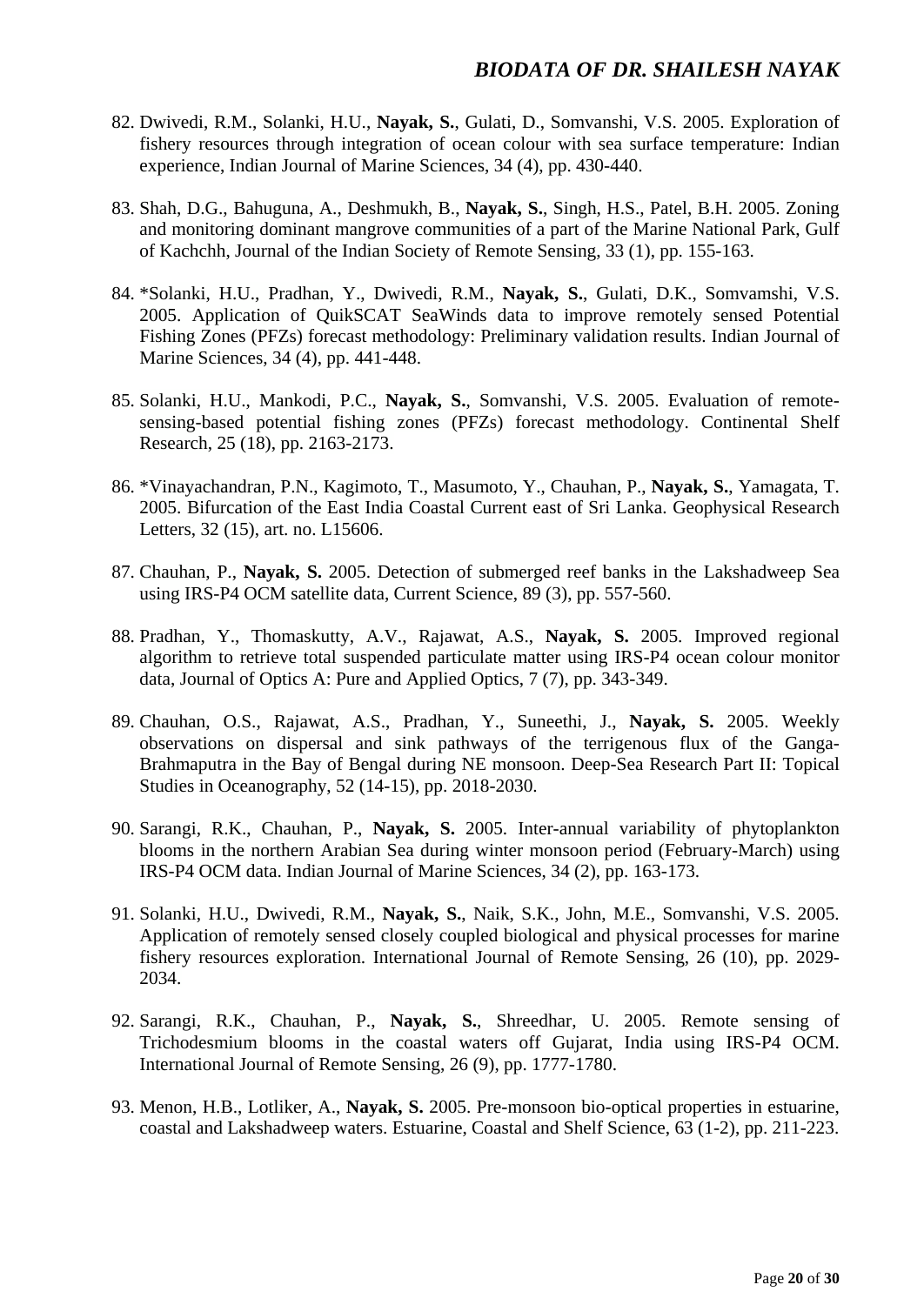82. Dwivedi, R.M., Solanki, H.U., **Nayak, S.**, Gulati, D., Somvanshi, V.S. 2005. Exploration of fishery resources through integration of ocean colour with sea surface temperature: Indian experience, Indian Journal of Marine Sciences, 34 (4), pp. 430-440.

83. Shah, D.G., Bahuguna, A., Deshmukh, B., **Nayak, S.**, Singh, H.S., Patel, B.H. 2005. Zoning and monitoring dominant mangrove communities of a part of the Marine National Park, Gulf of Kachchh, Journal of the Indian Society of Remote Sensing, 33 (1), pp. 155-163.

84. *Solanki, H.U., Pradhan, Y., Dwivedi, R.M., **Nayak, S.**, Gulati, D.K., Somvamshi, V.S. 2005. Application of QuikSCAT SeaWinds data to improve remotely sensed Potential Fishing Zones (PFZs) forecast methodology: Preliminary validation results. Indian Journal of Marine Sciences, 34 (4), pp. 441-448.

85. Solanki, H.U., Mankodi, P.C., **Nayak, S.**, Somvanshi, V.S. 2005. Evaluation of remote-sensing-based potential fishing zones (PFZs) forecast methodology. Continental Shelf Research, 25 (18), pp. 2163-2173.

86. *Vinayachandran, P.N., Kagimoto, T., Masumoto, Y., Chauhan, P., **Nayak, S.**, Yamagata, T. 2005. Bifurcation of the East India Coastal Current east of Sri Lanka. Geophysical Research Letters, 32 (15), art. no. L15606.

87. Chauhan, P., **Nayak, S.** 2005. Detection of submerged reef banks in the Lakshadweep Sea using IRS-P4 OCM satellite data, Current Science, 89 (3), pp. 557-560.

88. Pradhan, Y., Thomaskutty, A.V., Rajawat, A.S., **Nayak, S.** 2005. Improved regional algorithm to retrieve total suspended particulate matter using IRS-P4 ocean colour monitor data, Journal of Optics A: Pure and Applied Optics, 7 (7), pp. 343-349.

89. Chauhan, O.S., Rajawat, A.S., Pradhan, Y., Suneethi, J., **Nayak, S.** 2005. Weekly observations on dispersal and sink pathways of the terrigenous flux of the Ganga-Brahmaputra in the Bay of Bengal during NE monsoon. Deep-Sea Research Part II: Topical Studies in Oceanography, 52 (14-15), pp. 2018-2030.

90. Sarangi, R.K., Chauhan, P., **Nayak, S.** 2005. Inter-annual variability of phytoplankton blooms in the northern Arabian Sea during winter monsoon period (February-March) using IRS-P4 OCM data. Indian Journal of Marine Sciences, 34 (2), pp. 163-173.

91. Solanki, H.U., Dwivedi, R.M., **Nayak, S.**, Naik, S.K., John, M.E., Somvanshi, V.S. 2005. Application of remotely sensed closely coupled biological and physical processes for marine fishery resources exploration. International Journal of Remote Sensing, 26 (10), pp. 2029-2034.

92. Sarangi, R.K., Chauhan, P., **Nayak, S.**, Shreedhar, U. 2005. Remote sensing of Trichodesmium blooms in the coastal waters off Gujarat, India using IRS-P4 OCM. International Journal of Remote Sensing, 26 (9), pp. 1777-1780.

93. Menon, H.B., Lotliker, A., **Nayak, S.** 2005. Pre-monsoon bio-optical properties in estuarine, coastal and Lakshadweep waters. Estuarine, Coastal and Shelf Science, 63 (1-2), pp. 211-223.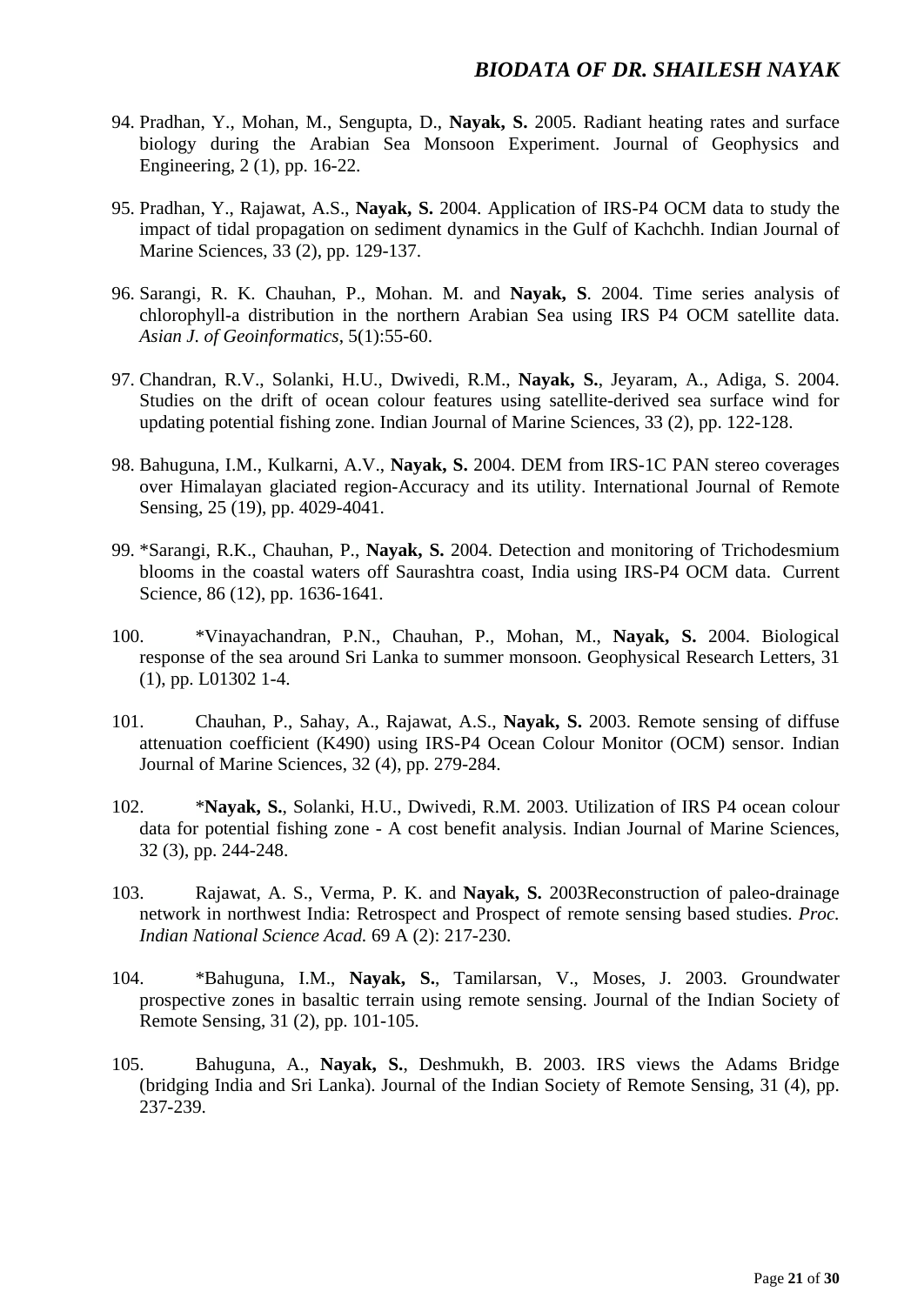94. Pradhan, Y., Mohan, M., Sengupta, D., **Nayak, S.** 2005. Radiant heating rates and surface biology during the Arabian Sea Monsoon Experiment. Journal of Geophysics and Engineering, 2 (1), pp. 16-22.

95. Pradhan, Y., Rajawat, A.S., **Nayak, S.** 2004. Application of IRS-P4 OCM data to study the impact of tidal propagation on sediment dynamics in the Gulf of Kachchh. Indian Journal of Marine Sciences, 33 (2), pp. 129-137.

96. Sarangi, R. K. Chauhan, P., Mohan. M. and **Nayak, S**. 2004. Time series analysis of chlorophyll-a distribution in the northern Arabian Sea using IRS P4 OCM satellite data. *Asian J. of Geoinformatics*, 5(1):55-60.

97. Chandran, R.V., Solanki, H.U., Dwivedi, R.M., **Nayak, S.**, Jeyaram, A., Adiga, S. 2004. Studies on the drift of ocean colour features using satellite-derived sea surface wind for updating potential fishing zone. Indian Journal of Marine Sciences, 33 (2), pp. 122-128.

98. Bahuguna, I.M., Kulkarni, A.V., **Nayak, S.** 2004. DEM from IRS-1C PAN stereo coverages over Himalayan glaciated region-Accuracy and its utility. International Journal of Remote Sensing, 25 (19), pp. 4029-4041.

99. *Sarangi, R.K., Chauhan, P., **Nayak, S.** 2004. Detection and monitoring of Trichodesmium blooms in the coastal waters off Saurashtra coast, India using IRS-P4 OCM data. Current Science, 86 (12), pp. 1636-1641.

100. *Vinayachandran, P.N., Chauhan, P., Mohan, M., **Nayak, S.** 2004. Biological response of the sea around Sri Lanka to summer monsoon. Geophysical Research Letters, 31 (1), pp. L01302 1-4.

101. Chauhan, P., Sahay, A., Rajawat, A.S., **Nayak, S.** 2003. Remote sensing of diffuse attenuation coefficient (K490) using IRS-P4 Ocean Colour Monitor (OCM) sensor. Indian Journal of Marine Sciences, 32 (4), pp. 279-284.

102. ***Nayak, S.**, Solanki, H.U., Dwivedi, R.M. 2003. Utilization of IRS P4 ocean colour data for potential fishing zone - A cost benefit analysis. Indian Journal of Marine Sciences, 32 (3), pp. 244-248.

103. Rajawat, A. S., Verma, P. K. and **Nayak, S.** 2003Reconstruction of paleo-drainage network in northwest India: Retrospect and Prospect of remote sensing based studies. *Proc. Indian National Science Acad.* 69 A (2): 217-230.

104. *Bahuguna, I.M., **Nayak, S.**, Tamilarsan, V., Moses, J. 2003. Groundwater prospective zones in basaltic terrain using remote sensing. Journal of the Indian Society of Remote Sensing, 31 (2), pp. 101-105.

105. Bahuguna, A., **Nayak, S.**, Deshmukh, B. 2003. IRS views the Adams Bridge (bridging India and Sri Lanka). Journal of the Indian Society of Remote Sensing, 31 (4), pp. 237-239.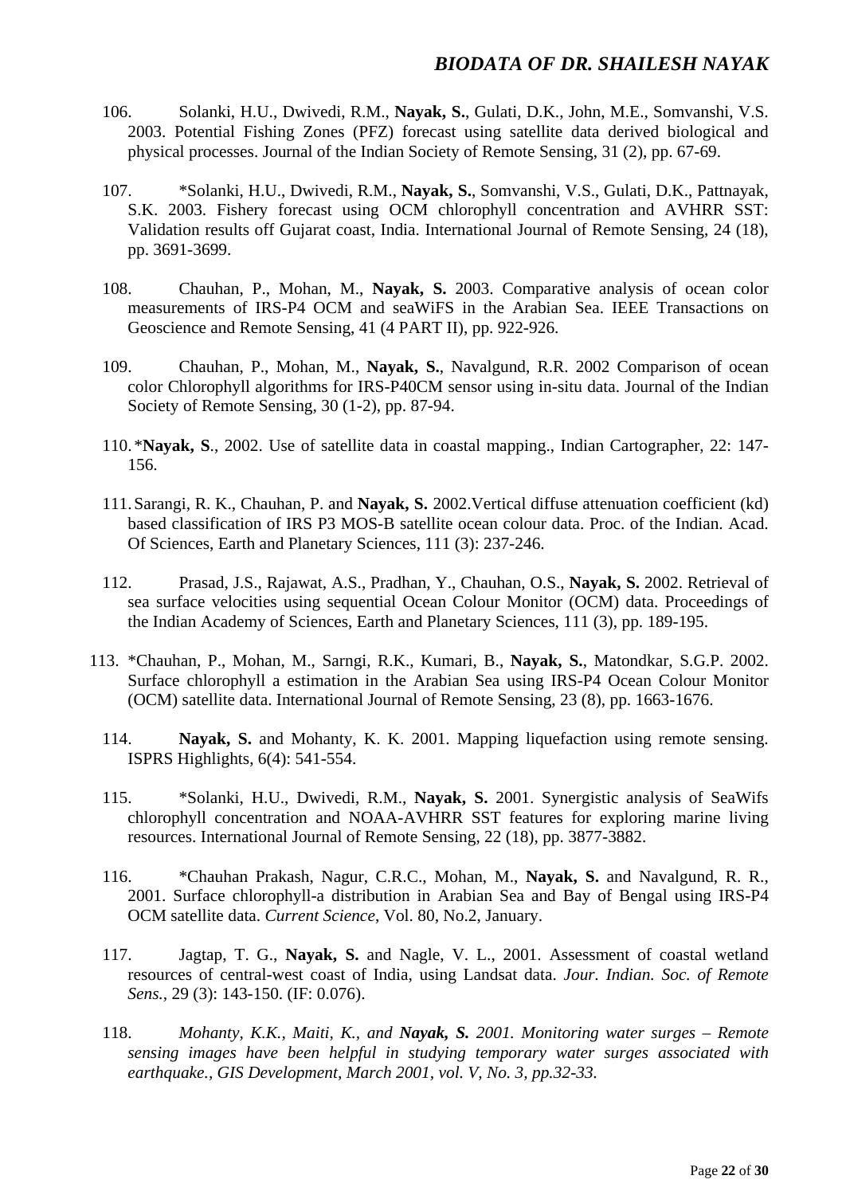106. Solanki, H.U., Dwivedi, R.M., **Nayak, S.**, Gulati, D.K., John, M.E., Somvanshi, V.S. 2003. Potential Fishing Zones (PFZ) forecast using satellite data derived biological and physical processes. Journal of the Indian Society of Remote Sensing, 31 (2), pp. 67-69.

107. *Solanki, H.U., Dwivedi, R.M., **Nayak, S.**, Somvanshi, V.S., Gulati, D.K., Pattnayak, S.K. 2003. Fishery forecast using OCM chlorophyll concentration and AVHRR SST: Validation results off Gujarat coast, India. International Journal of Remote Sensing, 24 (18), pp. 3691-3699.

108. Chauhan, P., Mohan, M., **Nayak, S.** 2003. Comparative analysis of ocean color measurements of IRS-P4 OCM and seaWiFS in the Arabian Sea. IEEE Transactions on Geoscience and Remote Sensing, 41 (4 PART II), pp. 922-926.

109. Chauhan, P., Mohan, M., **Nayak, S.**, Navalgund, R.R. 2002 Comparison of ocean color Chlorophyll algorithms for IRS-P40CM sensor using in-situ data. Journal of the Indian Society of Remote Sensing, 30 (1-2), pp. 87-94.

110. ***Nayak, S**., 2002. Use of satellite data in coastal mapping., Indian Cartographer, 22: 147-156.

111. Sarangi, R. K., Chauhan, P. and **Nayak, S.** 2002.Vertical diffuse attenuation coefficient (kd) based classification of IRS P3 MOS-B satellite ocean colour data. Proc. of the Indian. Acad. Of Sciences, Earth and Planetary Sciences, 111 (3): 237-246.

112. Prasad, J.S., Rajawat, A.S., Pradhan, Y., Chauhan, O.S., **Nayak, S.** 2002. Retrieval of sea surface velocities using sequential Ocean Colour Monitor (OCM) data. Proceedings of the Indian Academy of Sciences, Earth and Planetary Sciences, 111 (3), pp. 189-195.

113. *Chauhan, P., Mohan, M., Sarngi, R.K., Kumari, B., **Nayak, S.**, Matondkar, S.G.P. 2002. Surface chlorophyll a estimation in the Arabian Sea using IRS-P4 Ocean Colour Monitor (OCM) satellite data. International Journal of Remote Sensing, 23 (8), pp. 1663-1676.

114. **Nayak, S.** and Mohanty, K. K. 2001. Mapping liquefaction using remote sensing. ISPRS Highlights, 6(4): 541-554.

115. *Solanki, H.U., Dwivedi, R.M., **Nayak, S.** 2001. Synergistic analysis of SeaWifs chlorophyll concentration and NOAA-AVHRR SST features for exploring marine living resources. International Journal of Remote Sensing, 22 (18), pp. 3877-3882.

116. *Chauhan Prakash, Nagur, C.R.C., Mohan, M., **Nayak, S.** and Navalgund, R. R., 2001. Surface chlorophyll-a distribution in Arabian Sea and Bay of Bengal using IRS-P4 OCM satellite data. *Current Science*, Vol. 80, No.2, January.

117. Jagtap, T. G., **Nayak, S.** and Nagle, V. L., 2001. Assessment of coastal wetland resources of central-west coast of India, using Landsat data. *Jour. Indian. Soc. of Remote Sens.*, 29 (3): 143-150. (IF: 0.076).

118. *Mohanty, K.K., Maiti, K., and **Nayak, S.** 2001. Monitoring water surges – Remote sensing images have been helpful in studying temporary water surges associated with earthquake., GIS Development, March 2001, vol. V, No. 3, pp.32-33.*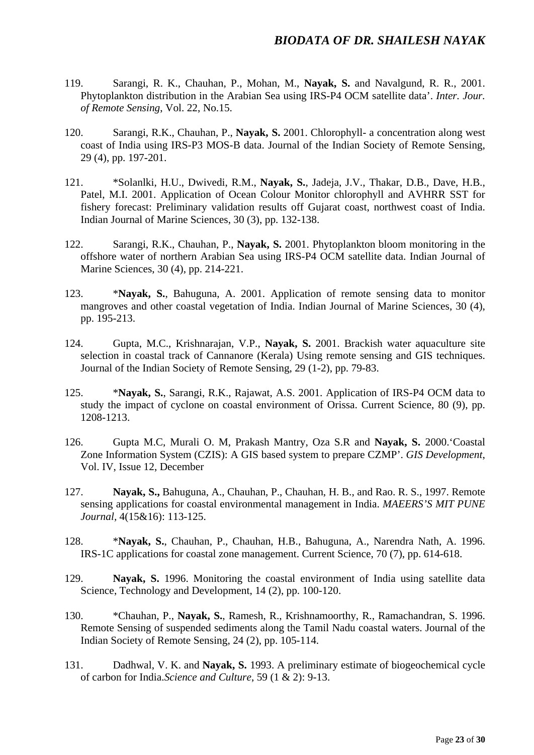119. Sarangi, R. K., Chauhan, P., Mohan, M., **Nayak, S.** and Navalgund, R. R., 2001. Phytoplankton distribution in the Arabian Sea using IRS-P4 OCM satellite data'. *Inter. Jour. of Remote Sensing*, Vol. 22, No.15.

120. Sarangi, R.K., Chauhan, P., **Nayak, S.** 2001. Chlorophyll- a concentration along west coast of India using IRS-P3 MOS-B data. Journal of the Indian Society of Remote Sensing, 29 (4), pp. 197-201.

121. *Solanlki, H.U., Dwivedi, R.M., **Nayak, S.**, Jadeja, J.V., Thakar, D.B., Dave, H.B., Patel, M.I. 2001. Application of Ocean Colour Monitor chlorophyll and AVHRR SST for fishery forecast: Preliminary validation results off Gujarat coast, northwest coast of India. Indian Journal of Marine Sciences, 30 (3), pp. 132-138.

122. Sarangi, R.K., Chauhan, P., **Nayak, S.** 2001. Phytoplankton bloom monitoring in the offshore water of northern Arabian Sea using IRS-P4 OCM satellite data. Indian Journal of Marine Sciences, 30 (4), pp. 214-221.

123. ***Nayak, S.**, Bahuguna, A. 2001. Application of remote sensing data to monitor mangroves and other coastal vegetation of India. Indian Journal of Marine Sciences, 30 (4), pp. 195-213.

124. Gupta, M.C., Krishnarajan, V.P., **Nayak, S.** 2001. Brackish water aquaculture site selection in coastal track of Cannanore (Kerala) Using remote sensing and GIS techniques. Journal of the Indian Society of Remote Sensing, 29 (1-2), pp. 79-83.

125. ***Nayak, S.**, Sarangi, R.K., Rajawat, A.S. 2001. Application of IRS-P4 OCM data to study the impact of cyclone on coastal environment of Orissa. Current Science, 80 (9), pp. 1208-1213.

126. Gupta M.C, Murali O. M, Prakash Mantry, Oza S.R and **Nayak, S.** 2000.'Coastal Zone Information System (CZIS): A GIS based system to prepare CZMP'. *GIS Development*, Vol. IV, Issue 12, December

127. **Nayak, S.,** Bahuguna, A., Chauhan, P., Chauhan, H. B., and Rao. R. S., 1997. Remote sensing applications for coastal environmental management in India. *MAEERS'S MIT PUNE Journal*, 4(15&16): 113-125.

128. ***Nayak, S.**, Chauhan, P., Chauhan, H.B., Bahuguna, A., Narendra Nath, A. 1996. IRS-1C applications for coastal zone management. Current Science, 70 (7), pp. 614-618.

129. **Nayak, S.** 1996. Monitoring the coastal environment of India using satellite data Science, Technology and Development, 14 (2), pp. 100-120.

130. *Chauhan, P., **Nayak, S.**, Ramesh, R., Krishnamoorthy, R., Ramachandran, S. 1996. Remote Sensing of suspended sediments along the Tamil Nadu coastal waters. Journal of the Indian Society of Remote Sensing, 24 (2), pp. 105-114.

131. Dadhwal, V. K. and **Nayak, S.** 1993. A preliminary estimate of biogeochemical cycle of carbon for India.*Science and Culture*, 59 (1 & 2): 9-13.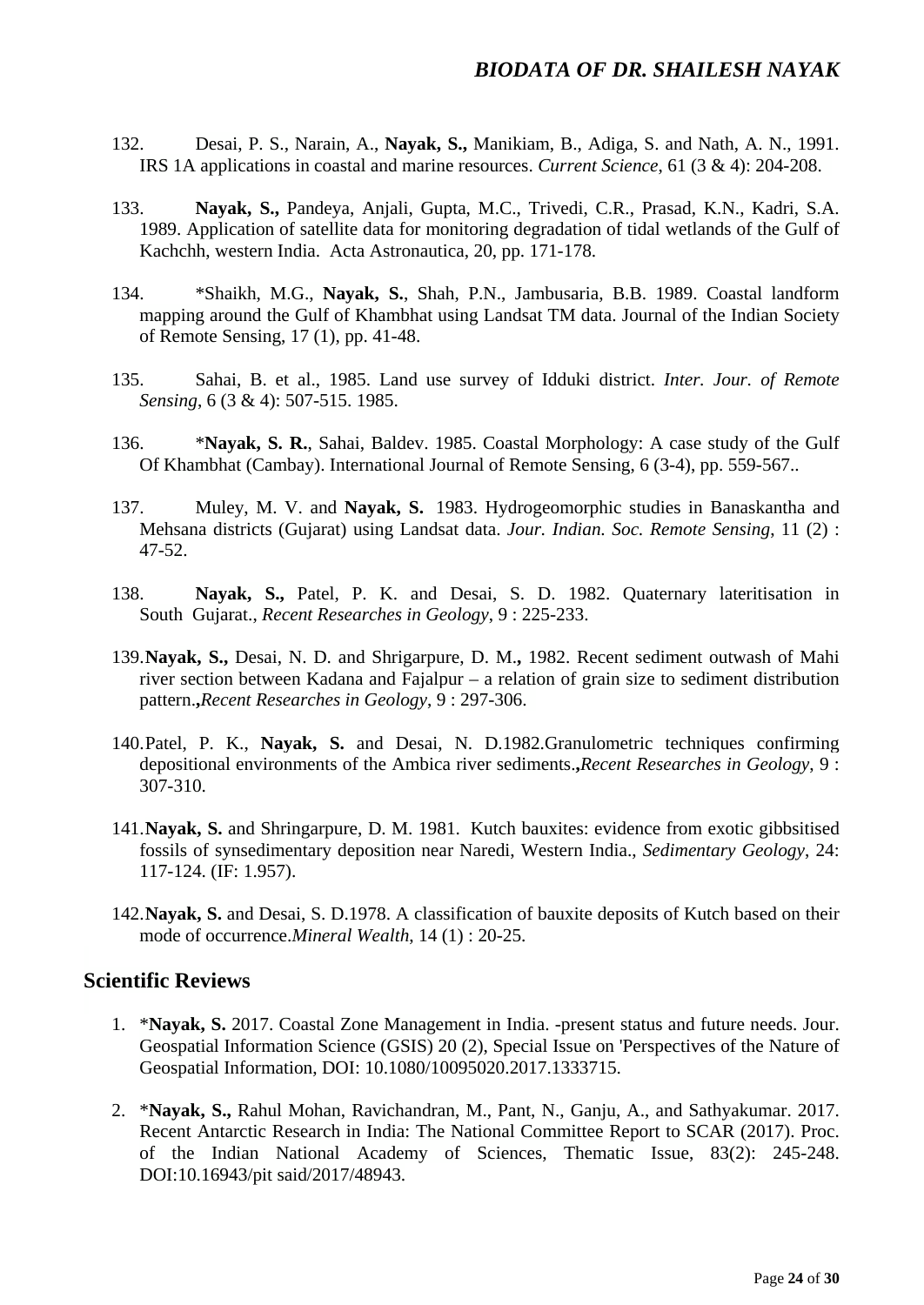132. Desai, P. S., Narain, A., **Nayak, S.,** Manikiam, B., Adiga, S. and Nath, A. N., 1991. IRS 1A applications in coastal and marine resources. *Current Science*, 61 (3 & 4): 204-208.

133. **Nayak, S.,** Pandeya, Anjali, Gupta, M.C., Trivedi, C.R., Prasad, K.N., Kadri, S.A. 1989. Application of satellite data for monitoring degradation of tidal wetlands of the Gulf of Kachchh, western India. Acta Astronautica, 20, pp. 171-178.

134. *Shaikh, M.G., **Nayak, S.**, Shah, P.N., Jambusaria, B.B. 1989. Coastal landform mapping around the Gulf of Khambhat using Landsat TM data. Journal of the Indian Society of Remote Sensing, 17 (1), pp. 41-48.

135. Sahai, B. et al., 1985. Land use survey of Idduki district. *Inter. Jour. of Remote Sensing*, 6 (3 & 4): 507-515. 1985.

136. ***Nayak, S. R.**, Sahai, Baldev. 1985. Coastal Morphology: A case study of the Gulf Of Khambhat (Cambay). International Journal of Remote Sensing, 6 (3-4), pp. 559-567..

137. Muley, M. V. and **Nayak, S.** 1983. Hydrogeomorphic studies in Banaskantha and Mehsana districts (Gujarat) using Landsat data. *Jour. Indian. Soc. Remote Sensing*, 11 (2) : 47-52.

138. **Nayak, S.,** Patel, P. K. and Desai, S. D. 1982. Quaternary lateritisation in South Gujarat., *Recent Researches in Geology*, 9 : 225-233.

139. **Nayak, S.,** Desai, N. D. and Shrigarpure, D. M.**,** 1982. Recent sediment outwash of Mahi river section between Kadana and Fajalpur – a relation of grain size to sediment distribution pattern.**,***Recent Researches in Geology*, 9 : 297-306.

140. Patel, P. K., **Nayak, S.** and Desai, N. D.1982.Granulometric techniques confirming depositional environments of the Ambica river sediments.**,***Recent Researches in Geology*, 9 : 307-310.

141. **Nayak, S.** and Shringarpure, D. M. 1981. Kutch bauxites: evidence from exotic gibbsitised fossils of synsedimentary deposition near Naredi, Western India., *Sedimentary Geology*, 24: 117-124. (IF: 1.957).

142. **Nayak, S.** and Desai, S. D.1978. A classification of bauxite deposits of Kutch based on their mode of occurrence.*Mineral Wealth*, 14 (1) : 20-25.

## Scientific Reviews

1. ***Nayak, S.** 2017. Coastal Zone Management in India. -present status and future needs. Jour. Geospatial Information Science (GSIS) 20 (2), Special Issue on 'Perspectives of the Nature of Geospatial Information, DOI: 10.1080/10095020.2017.1333715.

2. ***Nayak, S.,** Rahul Mohan, Ravichandran, M., Pant, N., Ganju, A., and Sathyakumar. 2017. Recent Antarctic Research in India: The National Committee Report to SCAR (2017). Proc. of the Indian National Academy of Sciences, Thematic Issue, 83(2): 245-248. DOI:10.16943/pit said/2017/48943.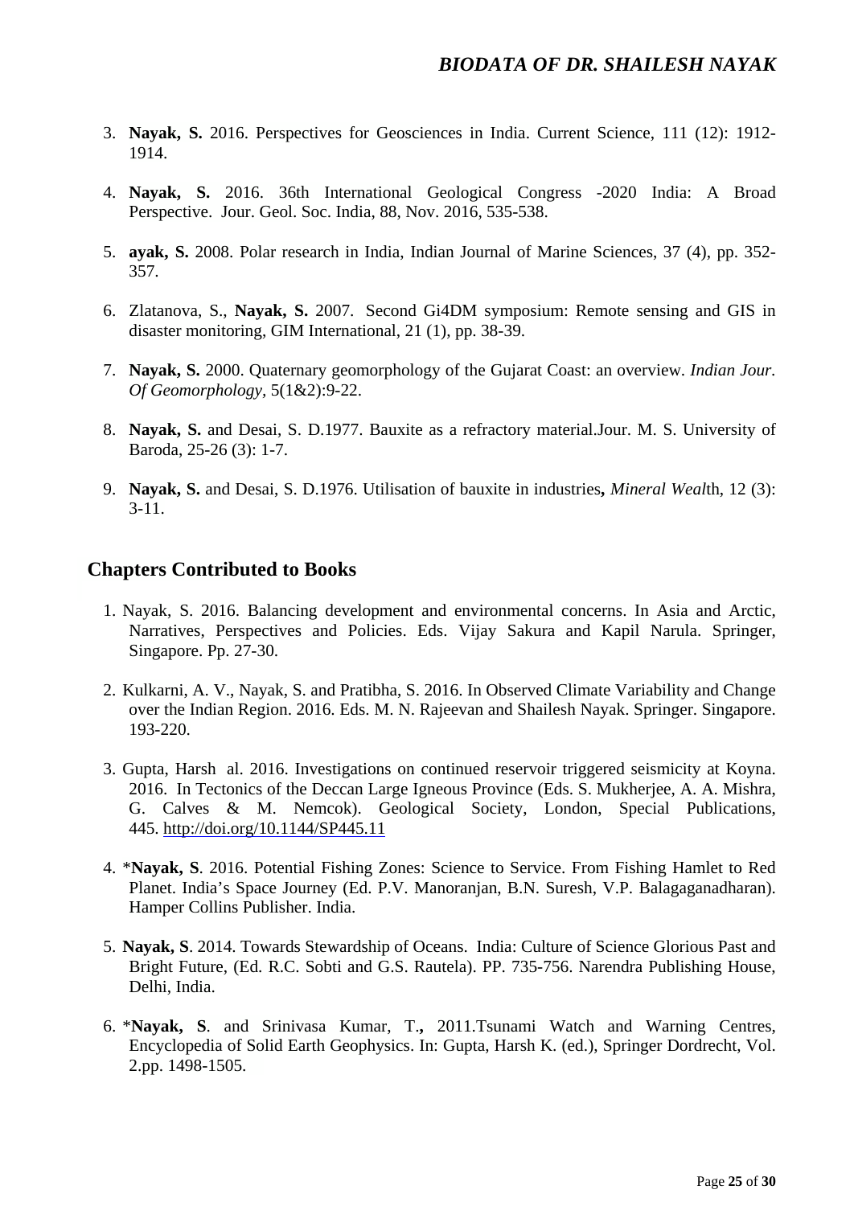3. **Nayak, S.** 2016. Perspectives for Geosciences in India. Current Science, 111 (12): 1912-1914.

4. **Nayak, S.** 2016. 36th International Geological Congress -2020 India: A Broad Perspective. Jour. Geol. Soc. India, 88, Nov. 2016, 535-538.

5. **ayak, S.** 2008. Polar research in India, Indian Journal of Marine Sciences, 37 (4), pp. 352-357.

6. Zlatanova, S., **Nayak, S.** 2007. Second Gi4DM symposium: Remote sensing and GIS in disaster monitoring, GIM International, 21 (1), pp. 38-39.

7. **Nayak, S.** 2000. Quaternary geomorphology of the Gujarat Coast: an overview. *Indian Jour. Of Geomorphology,* 5(1&2):9-22.

8. **Nayak, S.** and Desai, S. D.1977. Bauxite as a refractory material.Jour. M. S. University of Baroda, 25-26 (3): 1-7.

9. **Nayak, S.** and Desai, S. D.1976. Utilisation of bauxite in industries**,** *Mineral Weal*th, 12 (3): 3-11.

## Chapters Contributed to Books

1. Nayak, S. 2016. Balancing development and environmental concerns. In Asia and Arctic, Narratives, Perspectives and Policies. Eds. Vijay Sakura and Kapil Narula. Springer, Singapore. Pp. 27-30.

2. Kulkarni, A. V., Nayak, S. and Pratibha, S. 2016. In Observed Climate Variability and Change over the Indian Region. 2016. Eds. M. N. Rajeevan and Shailesh Nayak. Springer. Singapore. 193-220.

3. Gupta, Harsh al. 2016. Investigations on continued reservoir triggered seismicity at Koyna. 2016. In Tectonics of the Deccan Large Igneous Province (Eds. S. Mukherjee, A. A. Mishra, G. Calves & M. Nemcok). Geological Society, London, Special Publications, 445. http://doi.org/10.1144/SP445.11

4. ***Nayak, S**. 2016. Potential Fishing Zones: Science to Service. From Fishing Hamlet to Red Planet. India's Space Journey (Ed. P.V. Manoranjan, B.N. Suresh, V.P. Balagaganadharan). Hamper Collins Publisher. India.

5. **Nayak, S**. 2014. Towards Stewardship of Oceans. India: Culture of Science Glorious Past and Bright Future, (Ed. R.C. Sobti and G.S. Rautela). PP. 735-756. Narendra Publishing House, Delhi, India.

6. ***Nayak, S**. and Srinivasa Kumar, T.**,** 2011.Tsunami Watch and Warning Centres, Encyclopedia of Solid Earth Geophysics. In: Gupta, Harsh K. (ed.), Springer Dordrecht, Vol. 2.pp. 1498-1505.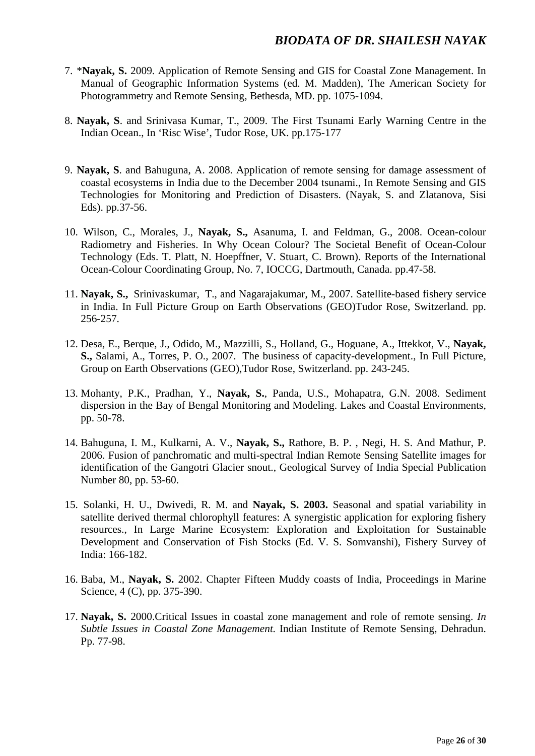7. *__Nayak, S.__ 2009. Application of Remote Sensing and GIS for Coastal Zone Management. In Manual of Geographic Information Systems (ed. M. Madden), The American Society for Photogrammetry and Remote Sensing, Bethesda, MD. pp. 1075-1094.

8. **Nayak, S**. and Srinivasa Kumar, T., 2009. The First Tsunami Early Warning Centre in the Indian Ocean., In 'Risc Wise', Tudor Rose, UK. pp.175-177

9. **Nayak, S**. and Bahuguna, A. 2008. Application of remote sensing for damage assessment of coastal ecosystems in India due to the December 2004 tsunami., In Remote Sensing and GIS Technologies for Monitoring and Prediction of Disasters. (Nayak, S. and Zlatanova, Sisi Eds). pp.37-56.

10. Wilson, C., Morales, J., **Nayak, S.,** Asanuma, I. and Feldman, G., 2008. Ocean-colour Radiometry and Fisheries. In Why Ocean Colour? The Societal Benefit of Ocean-Colour Technology (Eds. T. Platt, N. Hoepffner, V. Stuart, C. Brown). Reports of the International Ocean-Colour Coordinating Group, No. 7, IOCCG, Dartmouth, Canada. pp.47-58.

11. **Nayak, S.,** Srinivaskumar, T., and Nagarajakumar, M., 2007. Satellite-based fishery service in India. In Full Picture Group on Earth Observations (GEO)Tudor Rose, Switzerland. pp. 256-257.

12. Desa, E., Berque, J., Odido, M., Mazzilli, S., Holland, G., Hoguane, A., Ittekkot, V., **Nayak, S.,** Salami, A., Torres, P. O., 2007. The business of capacity-development., In Full Picture, Group on Earth Observations (GEO),Tudor Rose, Switzerland. pp. 243-245.

13. Mohanty, P.K., Pradhan, Y., **Nayak, S.**, Panda, U.S., Mohapatra, G.N. 2008. Sediment dispersion in the Bay of Bengal Monitoring and Modeling. Lakes and Coastal Environments, pp. 50-78.

14. Bahuguna, I. M., Kulkarni, A. V., **Nayak, S.,** Rathore, B. P. , Negi, H. S. And Mathur, P. 2006. Fusion of panchromatic and multi-spectral Indian Remote Sensing Satellite images for identification of the Gangotri Glacier snout., Geological Survey of India Special Publication Number 80, pp. 53-60.

15. Solanki, H. U., Dwivedi, R. M. and **Nayak, S. 2003.** Seasonal and spatial variability in satellite derived thermal chlorophyll features: A synergistic application for exploring fishery resources., In Large Marine Ecosystem: Exploration and Exploitation for Sustainable Development and Conservation of Fish Stocks (Ed. V. S. Somvanshi), Fishery Survey of India: 166-182.

16. Baba, M., **Nayak, S.** 2002. Chapter Fifteen Muddy coasts of India, Proceedings in Marine Science, 4 (C), pp. 375-390.

17. **Nayak, S.** 2000.Critical Issues in coastal zone management and role of remote sensing. *In Subtle Issues in Coastal Zone Management.* Indian Institute of Remote Sensing, Dehradun. Pp. 77-98.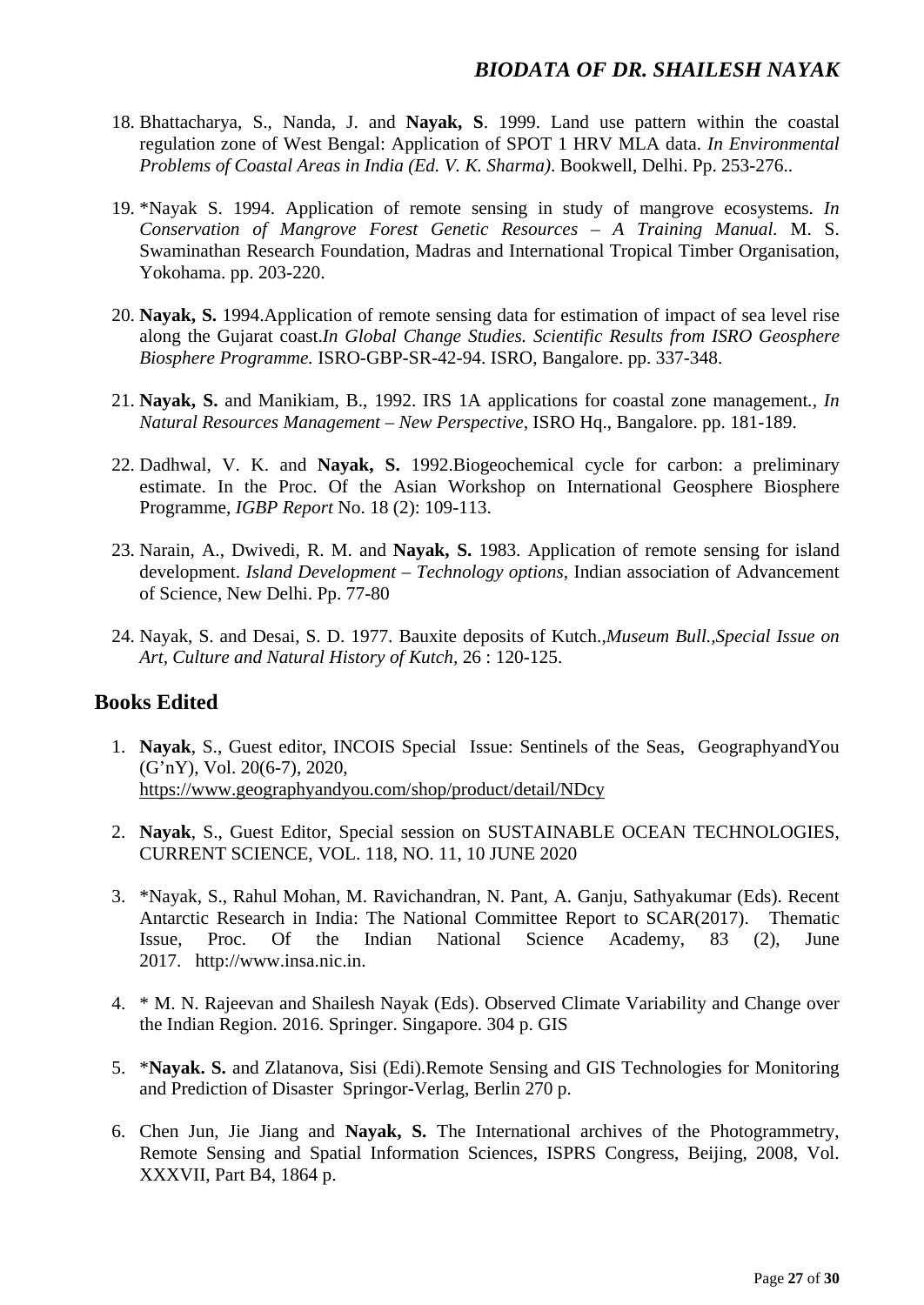18. Bhattacharya, S., Nanda, J. and **Nayak, S**. 1999. Land use pattern within the coastal regulation zone of West Bengal: Application of SPOT 1 HRV MLA data. *In Environmental Problems of Coastal Areas in India (Ed. V. K. Sharma)*. Bookwell, Delhi. Pp. 253-276..

19. *Nayak S. 1994. Application of remote sensing in study of mangrove ecosystems. *In Conservation of Mangrove Forest Genetic Resources – A Training Manual.* M. S. Swaminathan Research Foundation, Madras and International Tropical Timber Organisation, Yokohama. pp. 203-220.

20. **Nayak, S.** 1994.Application of remote sensing data for estimation of impact of sea level rise along the Gujarat coast.*In Global Change Studies. Scientific Results from ISRO Geosphere Biosphere Programme.* ISRO-GBP-SR-42-94. ISRO, Bangalore. pp. 337-348.

21. **Nayak, S.** and Manikiam, B., 1992. IRS 1A applications for coastal zone management., *In Natural Resources Management – New Perspective*, ISRO Hq., Bangalore. pp. 181-189.

22. Dadhwal, V. K. and **Nayak, S.** 1992.Biogeochemical cycle for carbon: a preliminary estimate. In the Proc. Of the Asian Workshop on International Geosphere Biosphere Programme, *IGBP Report* No. 18 (2): 109-113.

23. Narain, A., Dwivedi, R. M. and **Nayak, S.** 1983. Application of remote sensing for island development. *Island Development – Technology options,* Indian association of Advancement of Science, New Delhi. Pp. 77-80

24. Nayak, S. and Desai, S. D. 1977. Bauxite deposits of Kutch.,*Museum Bull.,Special Issue on Art, Culture and Natural History of Kutch,* 26 : 120-125.

## Books Edited

1. **Nayak**, S., Guest editor, INCOIS Special Issue: Sentinels of the Seas, GeographyandYou (G'nY), Vol. 20(6-7), 2020, https://www.geographyandyou.com/shop/product/detail/NDcy

2. **Nayak**, S., Guest Editor, Special session on SUSTAINABLE OCEAN TECHNOLOGIES, CURRENT SCIENCE, VOL. 118, NO. 11, 10 JUNE 2020

3. *Nayak, S., Rahul Mohan, M. Ravichandran, N. Pant, A. Ganju, Sathyakumar (Eds). Recent Antarctic Research in India: The National Committee Report to SCAR(2017). Thematic Issue, Proc. Of the Indian National Science Academy, 83 (2), June 2017. http://www.insa.nic.in.

4. * M. N. Rajeevan and Shailesh Nayak (Eds). Observed Climate Variability and Change over the Indian Region. 2016. Springer. Singapore. 304 p. GIS

5. ***Nayak. S.** and Zlatanova, Sisi (Edi).Remote Sensing and GIS Technologies for Monitoring and Prediction of Disaster Springor-Verlag, Berlin 270 p.

6. Chen Jun, Jie Jiang and **Nayak, S.** The International archives of the Photogrammetry, Remote Sensing and Spatial Information Sciences, ISPRS Congress, Beijing, 2008, Vol. XXXVII, Part B4, 1864 p.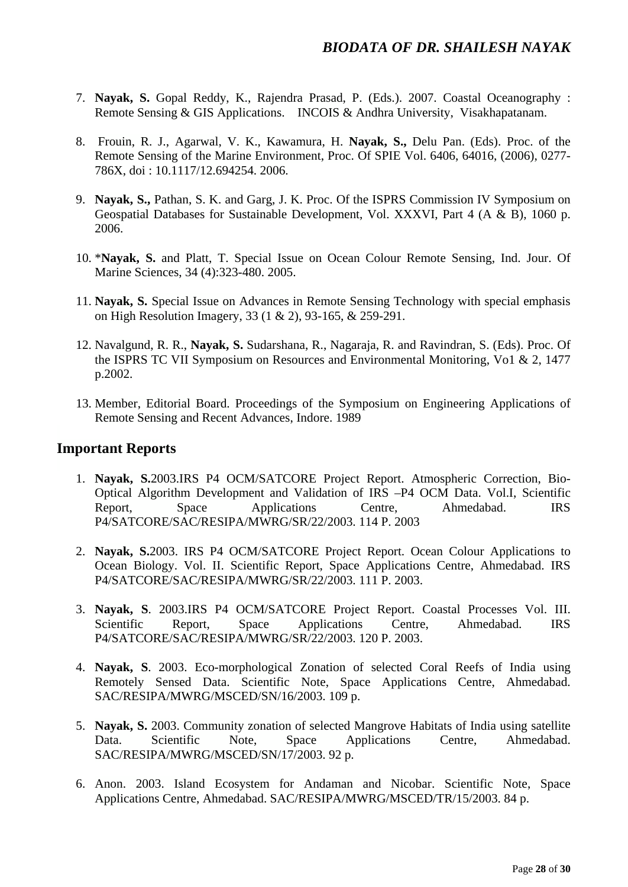7. **Nayak, S.** Gopal Reddy, K., Rajendra Prasad, P. (Eds.). 2007. Coastal Oceanography : Remote Sensing & GIS Applications. INCOIS & Andhra University, Visakhapatanam.

8. Frouin, R. J., Agarwal, V. K., Kawamura, H. **Nayak, S.,** Delu Pan. (Eds). Proc. of the Remote Sensing of the Marine Environment, Proc. Of SPIE Vol. 6406, 64016, (2006), 0277-786X, doi : 10.1117/12.694254. 2006.

9. **Nayak, S.,** Pathan, S. K. and Garg, J. K. Proc. Of the ISPRS Commission IV Symposium on Geospatial Databases for Sustainable Development, Vol. XXXVI, Part 4 (A & B), 1060 p. 2006.

10. *​**Nayak, S.** and Platt, T. Special Issue on Ocean Colour Remote Sensing, Ind. Jour. Of Marine Sciences, 34 (4):323-480. 2005.

11. **Nayak, S.** Special Issue on Advances in Remote Sensing Technology with special emphasis on High Resolution Imagery, 33 (1 & 2), 93-165, & 259-291.

12. Navalgund, R. R., **Nayak, S.** Sudarshana, R., Nagaraja, R. and Ravindran, S. (Eds). Proc. Of the ISPRS TC VII Symposium on Resources and Environmental Monitoring, Vo1 & 2, 1477 p.2002.

13. Member, Editorial Board. Proceedings of the Symposium on Engineering Applications of Remote Sensing and Recent Advances, Indore. 1989

## Important Reports

1. **Nayak, S.**2003.IRS P4 OCM/SATCORE Project Report. Atmospheric Correction, Bio-Optical Algorithm Development and Validation of IRS –P4 OCM Data. Vol.I, Scientific Report, Space Applications Centre, Ahmedabad. IRS P4/SATCORE/SAC/RESIPA/MWRG/SR/22/2003. 114 P. 2003

2. **Nayak, S.**2003. IRS P4 OCM/SATCORE Project Report. Ocean Colour Applications to Ocean Biology. Vol. II. Scientific Report, Space Applications Centre, Ahmedabad. IRS P4/SATCORE/SAC/RESIPA/MWRG/SR/22/2003. 111 P. 2003.

3. **Nayak, S**. 2003.IRS P4 OCM/SATCORE Project Report. Coastal Processes Vol. III. Scientific Report, Space Applications Centre, Ahmedabad. IRS P4/SATCORE/SAC/RESIPA/MWRG/SR/22/2003. 120 P. 2003.

4. **Nayak, S**. 2003. Eco-morphological Zonation of selected Coral Reefs of India using Remotely Sensed Data. Scientific Note, Space Applications Centre, Ahmedabad. SAC/RESIPA/MWRG/MSCED/SN/16/2003. 109 p.

5. **Nayak, S.** 2003. Community zonation of selected Mangrove Habitats of India using satellite Data. Scientific Note, Space Applications Centre, Ahmedabad. SAC/RESIPA/MWRG/MSCED/SN/17/2003. 92 p.

6. Anon. 2003. Island Ecosystem for Andaman and Nicobar. Scientific Note, Space Applications Centre, Ahmedabad. SAC/RESIPA/MWRG/MSCED/TR/15/2003. 84 p.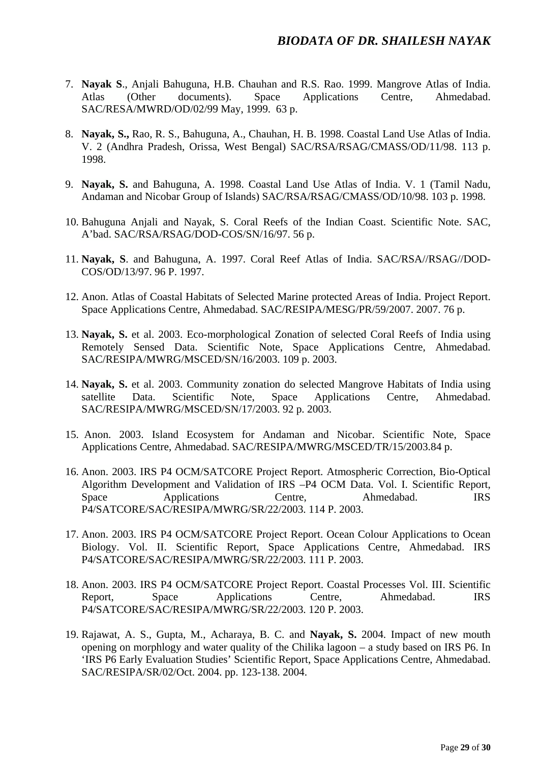7. **Nayak S**., Anjali Bahuguna, H.B. Chauhan and R.S. Rao. 1999. Mangrove Atlas of India. Atlas (Other documents). Space Applications Centre, Ahmedabad. SAC/RESA/MWRD/OD/02/99 May, 1999. 63 p.

8. **Nayak, S.,** Rao, R. S., Bahuguna, A., Chauhan, H. B. 1998. Coastal Land Use Atlas of India. V. 2 (Andhra Pradesh, Orissa, West Bengal) SAC/RSA/RSAG/CMASS/OD/11/98. 113 p. 1998.

9. **Nayak, S.** and Bahuguna, A. 1998. Coastal Land Use Atlas of India. V. 1 (Tamil Nadu, Andaman and Nicobar Group of Islands) SAC/RSA/RSAG/CMASS/OD/10/98. 103 p. 1998.

10. Bahuguna Anjali and Nayak, S. Coral Reefs of the Indian Coast. Scientific Note. SAC, A'bad. SAC/RSA/RSAG/DOD-COS/SN/16/97. 56 p.

11. **Nayak, S**. and Bahuguna, A. 1997. Coral Reef Atlas of India. SAC/RSA//RSAG//DOD-COS/OD/13/97. 96 P. 1997.

12. Anon. Atlas of Coastal Habitats of Selected Marine protected Areas of India. Project Report. Space Applications Centre, Ahmedabad. SAC/RESIPA/MESG/PR/59/2007. 2007. 76 p.

13. **Nayak, S.** et al. 2003. Eco-morphological Zonation of selected Coral Reefs of India using Remotely Sensed Data. Scientific Note, Space Applications Centre, Ahmedabad. SAC/RESIPA/MWRG/MSCED/SN/16/2003. 109 p. 2003.

14. **Nayak, S.** et al. 2003. Community zonation do selected Mangrove Habitats of India using satellite Data. Scientific Note, Space Applications Centre, Ahmedabad. SAC/RESIPA/MWRG/MSCED/SN/17/2003. 92 p. 2003.

15. Anon. 2003. Island Ecosystem for Andaman and Nicobar. Scientific Note, Space Applications Centre, Ahmedabad. SAC/RESIPA/MWRG/MSCED/TR/15/2003.84 p.

16. Anon. 2003. IRS P4 OCM/SATCORE Project Report. Atmospheric Correction, Bio-Optical Algorithm Development and Validation of IRS –P4 OCM Data. Vol. I. Scientific Report, Space Applications Centre, Ahmedabad. IRS P4/SATCORE/SAC/RESIPA/MWRG/SR/22/2003. 114 P. 2003.

17. Anon. 2003. IRS P4 OCM/SATCORE Project Report. Ocean Colour Applications to Ocean Biology. Vol. II. Scientific Report, Space Applications Centre, Ahmedabad. IRS P4/SATCORE/SAC/RESIPA/MWRG/SR/22/2003. 111 P. 2003.

18. Anon. 2003. IRS P4 OCM/SATCORE Project Report. Coastal Processes Vol. III. Scientific Report, Space Applications Centre, Ahmedabad. IRS P4/SATCORE/SAC/RESIPA/MWRG/SR/22/2003. 120 P. 2003.

19. Rajawat, A. S., Gupta, M., Acharaya, B. C. and **Nayak, S.** 2004. Impact of new mouth opening on morphlogy and water quality of the Chilika lagoon – a study based on IRS P6. In 'IRS P6 Early Evaluation Studies' Scientific Report, Space Applications Centre, Ahmedabad. SAC/RESIPA/SR/02/Oct. 2004. pp. 123-138. 2004.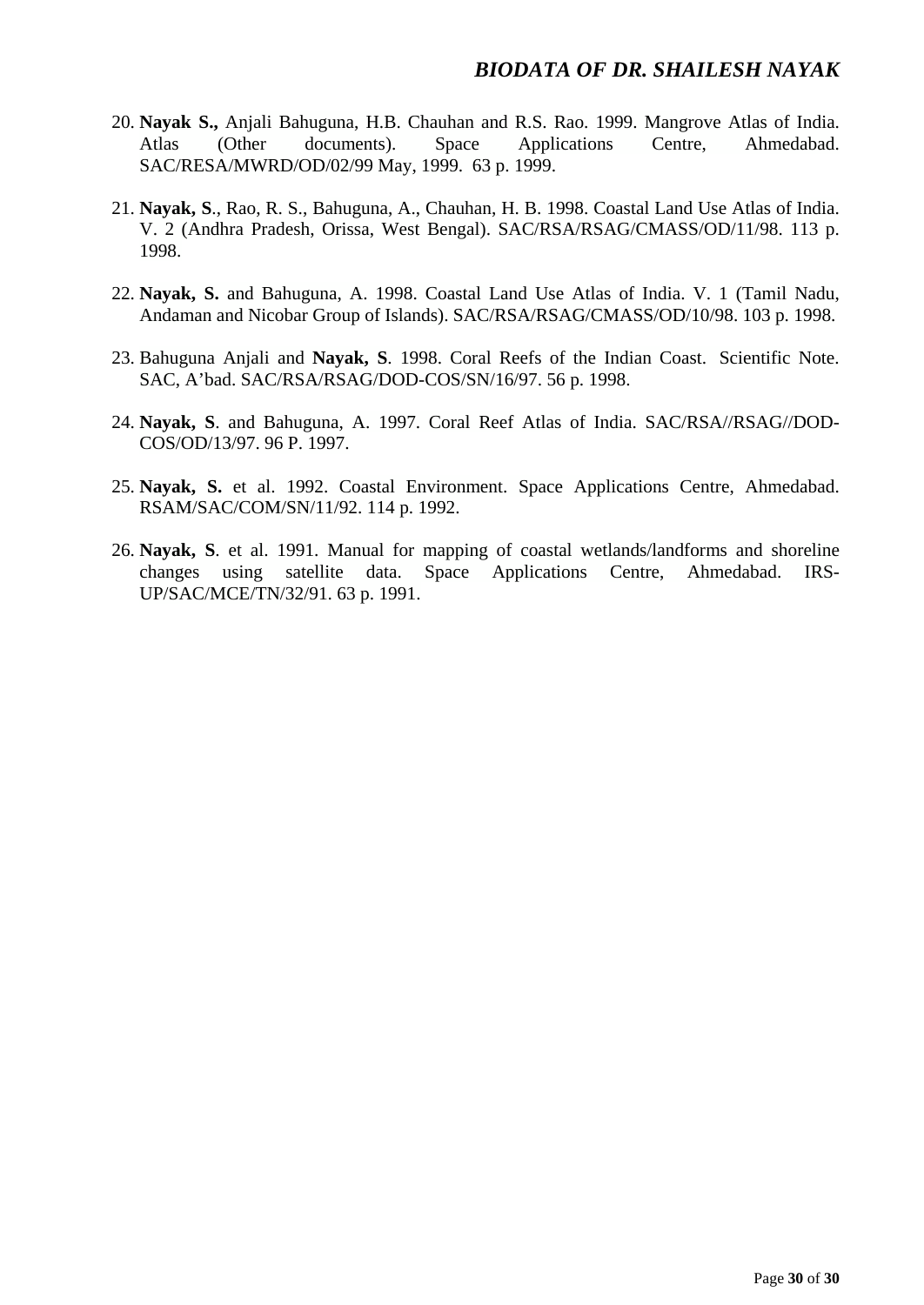20. **Nayak S.,** Anjali Bahuguna, H.B. Chauhan and R.S. Rao. 1999. Mangrove Atlas of India. Atlas (Other documents). Space Applications Centre, Ahmedabad. SAC/RESA/MWRD/OD/02/99 May, 1999. 63 p. 1999.

21. **Nayak, S**., Rao, R. S., Bahuguna, A., Chauhan, H. B. 1998. Coastal Land Use Atlas of India. V. 2 (Andhra Pradesh, Orissa, West Bengal). SAC/RSA/RSAG/CMASS/OD/11/98. 113 p. 1998.

22. **Nayak, S.** and Bahuguna, A. 1998. Coastal Land Use Atlas of India. V. 1 (Tamil Nadu, Andaman and Nicobar Group of Islands). SAC/RSA/RSAG/CMASS/OD/10/98. 103 p. 1998.

23. Bahuguna Anjali and **Nayak, S**. 1998. Coral Reefs of the Indian Coast. Scientific Note. SAC, A'bad. SAC/RSA/RSAG/DOD-COS/SN/16/97. 56 p. 1998.

24. **Nayak, S**. and Bahuguna, A. 1997. Coral Reef Atlas of India. SAC/RSA//RSAG//DOD-COS/OD/13/97. 96 P. 1997.

25. **Nayak, S.** et al. 1992. Coastal Environment. Space Applications Centre, Ahmedabad. RSAM/SAC/COM/SN/11/92. 114 p. 1992.

26. **Nayak, S**. et al. 1991. Manual for mapping of coastal wetlands/landforms and shoreline changes using satellite data. Space Applications Centre, Ahmedabad. IRS-UP/SAC/MCE/TN/32/91. 63 p. 1991.